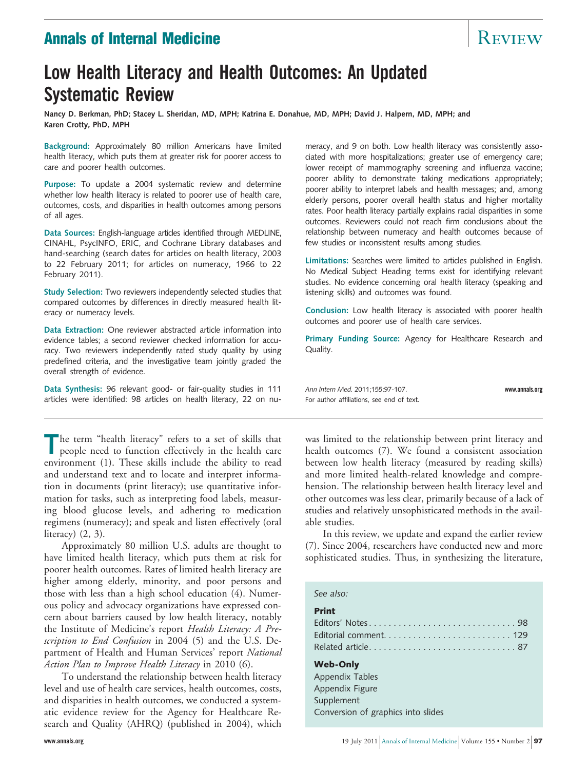Annals of Internal Medicine

Review

# Low Health Literacy and Health Outcomes: An Updated Systematic Review

**Nancy D. Berkman, PhD; Stacey L. Sheridan, MD, MPH; Katrina E. Donahue, MD, MPH; David J. Halpern, MD, MPH; and Karen Crotty, PhD, MPH**

**Background:** Approximately 80 million Americans have limited health literacy, which puts them at greater risk for poorer access to care and poorer health outcomes.

**Purpose:** To update a 2004 systematic review and determine whether low health literacy is related to poorer use of health care, outcomes, costs, and disparities in health outcomes among persons of all ages.

**Data Sources:** English-language articles identified through MEDLINE, CINAHL, PsycINFO, ERIC, and Cochrane Library databases and hand-searching (search dates for articles on health literacy, 2003 to 22 February 2011; for articles on numeracy, 1966 to 22 February 2011).

**Study Selection:** Two reviewers independently selected studies that compared outcomes by differences in directly measured health literacy or numeracy levels.

**Data Extraction:** One reviewer abstracted article information into evidence tables; a second reviewer checked information for accuracy. Two reviewers independently rated study quality by using predefined criteria, and the investigative team jointly graded the overall strength of evidence.

**Data Synthesis:** 96 relevant good- or fair-quality studies in 111 articles were identified: 98 articles on health literacy, 22 on numeracy, and 9 on both. Low health literacy was consistently associated with more hospitalizations; greater use of emergency care; lower receipt of mammography screening and influenza vaccine; poorer ability to demonstrate taking medications appropriately; poorer ability to interpret labels and health messages; and, among elderly persons, poorer overall health status and higher mortality rates. Poor health literacy partially explains racial disparities in some outcomes. Reviewers could not reach firm conclusions about the relationship between numeracy and health outcomes because of few studies or inconsistent results among studies.

**Limitations:** Searches were limited to articles published in English. No Medical Subject Heading terms exist for identifying relevant studies. No evidence concerning oral health literacy (speaking and listening skills) and outcomes was found.

**Conclusion:** Low health literacy is associated with poorer health outcomes and poorer use of health care services.

**Primary Funding Source:** Agency for Healthcare Research and Quality.

*Ann Intern Med.* 2011;155:97-107.

For author affiliations, see end of text.

The term "health literacy" refers to a set of skills that people need to function effectively in the health care environment (1). These skills include the ability to read and understand text and to locate and interpret information in documents (print literacy); use quantitative information for tasks, such as interpreting food labels, measuring blood glucose levels, and adhering to medication regimens (numeracy); and speak and listen effectively (oral literacy) (2, 3).

Approximately 80 million U.S. adults are thought to have limited health literacy, which puts them at risk for poorer health outcomes. Rates of limited health literacy are higher among elderly, minority, and poor persons and those with less than a high school education (4). Numerous policy and advocacy organizations have expressed concern about barriers caused by low health literacy, notably the Institute of Medicine's report *Health Literacy: A Prescription to End Confusion* in 2004 (5) and the U.S. Department of Health and Human Services' report *National Action Plan to Improve Health Literacy* in 2010 (6).

To understand the relationship between health literacy level and use of health care services, health outcomes, costs, and disparities in health outcomes, we conducted a systematic evidence review for the Agency for Healthcare Research and Quality (AHRQ) (published in 2004), which was limited to the relationship between print literacy and health outcomes (7). We found a consistent association between low health literacy (measured by reading skills) and more limited health-related knowledge and comprehension. The relationship between health literacy level and other outcomes was less clear, primarily because of a lack of studies and relatively unsophisticated methods in the available studies.

In this review, we update and expand the earlier review (7). Since 2004, researchers have conducted new and more sophisticated studies. Thus, in synthesizing the literature,

*See also:*

**Print**

Editors' Notes . . . . . . . . . . 98
Editorial comment. . . . . . . . . . 129
Related article. . . . . . . . . . 87

**Web-Only**

Appendix Tables
Appendix Figure
Supplement
Conversion of graphics into slides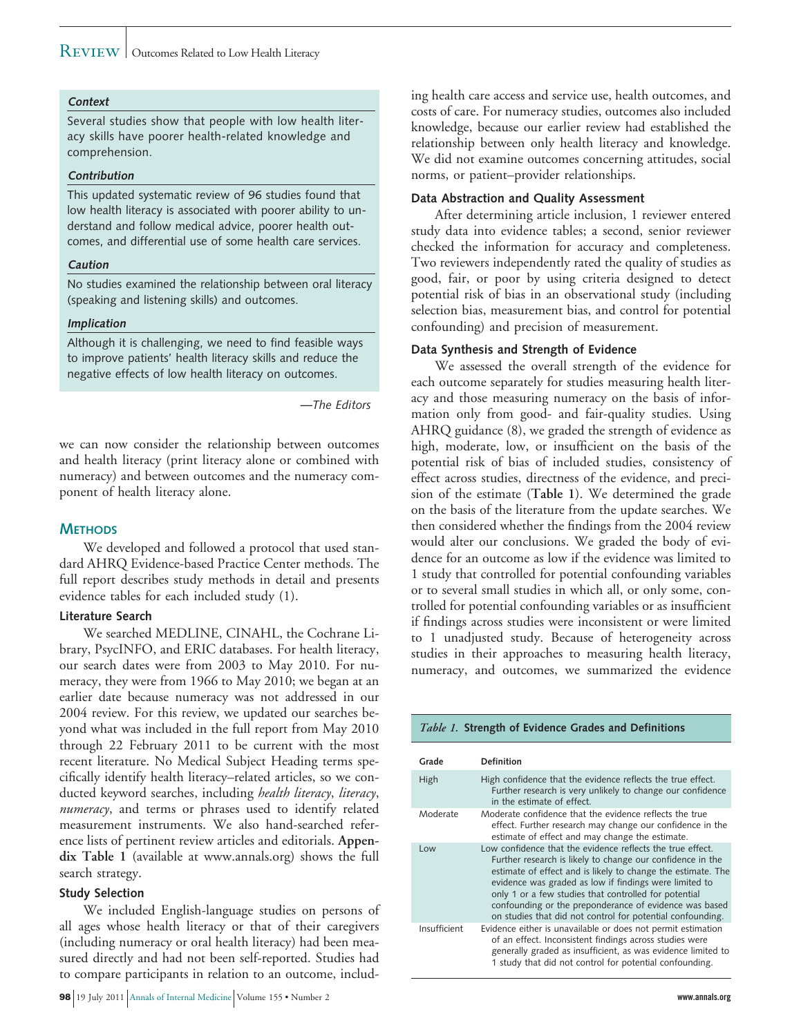### Context

Several studies show that people with low health literacy skills have poorer health-related knowledge and comprehension.

### Contribution

This updated systematic review of 96 studies found that low health literacy is associated with poorer ability to understand and follow medical advice, poorer health outcomes, and differential use of some health care services.

### Caution

No studies examined the relationship between oral literacy (speaking and listening skills) and outcomes.

### Implication

Although it is challenging, we need to find feasible ways to improve patients' health literacy skills and reduce the negative effects of low health literacy on outcomes.

—*The Editors*

we can now consider the relationship between outcomes and health literacy (print literacy alone or combined with numeracy) and between outcomes and the numeracy component of health literacy alone.

## Methods

We developed and followed a protocol that used standard AHRQ Evidence-based Practice Center methods. The full report describes study methods in detail and presents evidence tables for each included study (1).

### Literature Search

We searched MEDLINE, CINAHL, the Cochrane Library, PsycINFO, and ERIC databases. For health literacy, our search dates were from 2003 to May 2010. For numeracy, they were from 1966 to May 2010; we began at an earlier date because numeracy was not addressed in our 2004 review. For this review, we updated our searches beyond what was included in the full report from May 2010 through 22 February 2011 to be current with the most recent literature. No Medical Subject Heading terms specifically identify health literacy–related articles, so we conducted keyword searches, including *health literacy*, *literacy*, *numeracy*, and terms or phrases used to identify related measurement instruments. We also hand-searched reference lists of pertinent review articles and editorials. **Appendix Table 1** (available at www.annals.org) shows the full search strategy.

### Study Selection

We included English-language studies on persons of all ages whose health literacy or that of their caregivers (including numeracy or oral health literacy) had been measured directly and had not been self-reported. Studies had to compare participants in relation to an outcome, including health care access and service use, health outcomes, and costs of care. For numeracy studies, outcomes also included knowledge, because our earlier review had established the relationship between only health literacy and knowledge. We did not examine outcomes concerning attitudes, social norms, or patient–provider relationships.

### Data Abstraction and Quality Assessment

After determining article inclusion, 1 reviewer entered study data into evidence tables; a second, senior reviewer checked the information for accuracy and completeness. Two reviewers independently rated the quality of studies as good, fair, or poor by using criteria designed to detect potential risk of bias in an observational study (including selection bias, measurement bias, and control for potential confounding) and precision of measurement.

### Data Synthesis and Strength of Evidence

We assessed the overall strength of the evidence for each outcome separately for studies measuring health literacy and those measuring numeracy on the basis of information only from good- and fair-quality studies. Using AHRQ guidance (8), we graded the strength of evidence as high, moderate, low, or insufficient on the basis of the potential risk of bias of included studies, consistency of effect across studies, directness of the evidence, and precision of the estimate (**Table 1**). We determined the grade on the basis of the literature from the update searches. We then considered whether the findings from the 2004 review would alter our conclusions. We graded the body of evidence for an outcome as low if the evidence was limited to 1 study that controlled for potential confounding variables or to several small studies in which all, or only some, controlled for potential confounding variables or as insufficient if findings across studies were inconsistent or were limited to 1 unadjusted study. Because of heterogeneity across studies in their approaches to measuring health literacy, numeracy, and outcomes, we summarized the evidence

*Table 1.* **Strength of Evidence Grades and Definitions**

| Grade | Definition |
|---|---|
| High | High confidence that the evidence reflects the true effect. Further research is very unlikely to change our confidence in the estimate of effect. |
| Moderate | Moderate confidence that the evidence reflects the true effect. Further research may change our confidence in the estimate of effect and may change the estimate. |
| Low | Low confidence that the evidence reflects the true effect. Further research is likely to change our confidence in the estimate of effect and is likely to change the estimate. The evidence was graded as low if findings were limited to only 1 or a few studies that controlled for potential confounding or the preponderance of evidence was based on studies that did not control for potential confounding. |
| Insufficient | Evidence either is unavailable or does not permit estimation of an effect. Inconsistent findings across studies were generally graded as insufficient, as was evidence limited to 1 study that did not control for potential confounding. |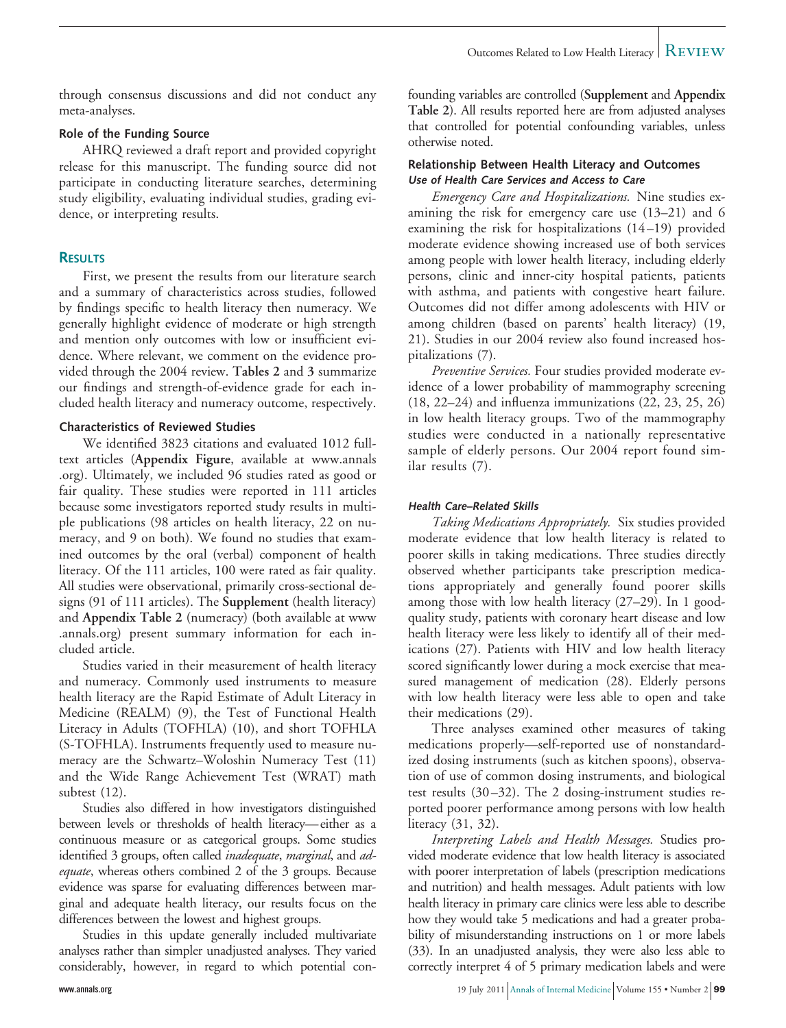through consensus discussions and did not conduct any meta-analyses.

### Role of the Funding Source

AHRQ reviewed a draft report and provided copyright release for this manuscript. The funding source did not participate in conducting literature searches, determining study eligibility, evaluating individual studies, grading evidence, or interpreting results.

## RESULTS

First, we present the results from our literature search and a summary of characteristics across studies, followed by findings specific to health literacy then numeracy. We generally highlight evidence of moderate or high strength and mention only outcomes with low or insufficient evidence. Where relevant, we comment on the evidence provided through the 2004 review. **Tables 2** and **3** summarize our findings and strength-of-evidence grade for each included health literacy and numeracy outcome, respectively.

### Characteristics of Reviewed Studies

We identified 3823 citations and evaluated 1012 full-text articles (**Appendix Figure**, available at www.annals.org). Ultimately, we included 96 studies rated as good or fair quality. These studies were reported in 111 articles because some investigators reported study results in multiple publications (98 articles on health literacy, 22 on numeracy, and 9 on both). We found no studies that examined outcomes by the oral (verbal) component of health literacy. Of the 111 articles, 100 were rated as fair quality. All studies were observational, primarily cross-sectional designs (91 of 111 articles). The **Supplement** (health literacy) and **Appendix Table 2** (numeracy) (both available at www.annals.org) present summary information for each included article.

Studies varied in their measurement of health literacy and numeracy. Commonly used instruments to measure health literacy are the Rapid Estimate of Adult Literacy in Medicine (REALM) (9), the Test of Functional Health Literacy in Adults (TOFHLA) (10), and short TOFHLA (S-TOFHLA). Instruments frequently used to measure numeracy are the Schwartz–Woloshin Numeracy Test (11) and the Wide Range Achievement Test (WRAT) math subtest (12).

Studies also differed in how investigators distinguished between levels or thresholds of health literacy—either as a continuous measure or as categorical groups. Some studies identified 3 groups, often called *inadequate*, *marginal*, and *adequate*, whereas others combined 2 of the 3 groups. Because evidence was sparse for evaluating differences between marginal and adequate health literacy, our results focus on the differences between the lowest and highest groups.

Studies in this update generally included multivariate analyses rather than simpler unadjusted analyses. They varied considerably, however, in regard to which potential confounding variables are controlled (**Supplement** and **Appendix Table 2**). All results reported here are from adjusted analyses that controlled for potential confounding variables, unless otherwise noted.

### Relationship Between Health Literacy and Outcomes

#### *Use of Health Care Services and Access to Care*

*Emergency Care and Hospitalizations.* Nine studies examining the risk for emergency care use (13–21) and 6 examining the risk for hospitalizations (14–19) provided moderate evidence showing increased use of both services among people with lower health literacy, including elderly persons, clinic and inner-city hospital patients, patients with asthma, and patients with congestive heart failure. Outcomes did not differ among adolescents with HIV or among children (based on parents' health literacy) (19, 21). Studies in our 2004 review also found increased hospitalizations (7).

*Preventive Services.* Four studies provided moderate evidence of a lower probability of mammography screening (18, 22–24) and influenza immunizations (22, 23, 25, 26) in low health literacy groups. Two of the mammography studies were conducted in a nationally representative sample of elderly persons. Our 2004 report found similar results (7).

#### *Health Care–Related Skills*

*Taking Medications Appropriately.* Six studies provided moderate evidence that low health literacy is related to poorer skills in taking medications. Three studies directly observed whether participants take prescription medications appropriately and generally found poorer skills among those with low health literacy (27–29). In 1 good-quality study, patients with coronary heart disease and low health literacy were less likely to identify all of their medications (27). Patients with HIV and low health literacy scored significantly lower during a mock exercise that measured management of medication (28). Elderly persons with low health literacy were less able to open and take their medications (29).

Three analyses examined other measures of taking medications properly—self-reported use of nonstandardized dosing instruments (such as kitchen spoons), observation of use of common dosing instruments, and biological test results (30–32). The 2 dosing-instrument studies reported poorer performance among persons with low health literacy (31, 32).

*Interpreting Labels and Health Messages.* Studies provided moderate evidence that low health literacy is associated with poorer interpretation of labels (prescription medications and nutrition) and health messages. Adult patients with low health literacy in primary care clinics were less able to describe how they would take 5 medications and had a greater probability of misunderstanding instructions on 1 or more labels (33). In an unadjusted analysis, they were also less able to correctly interpret 4 of 5 primary medication labels and were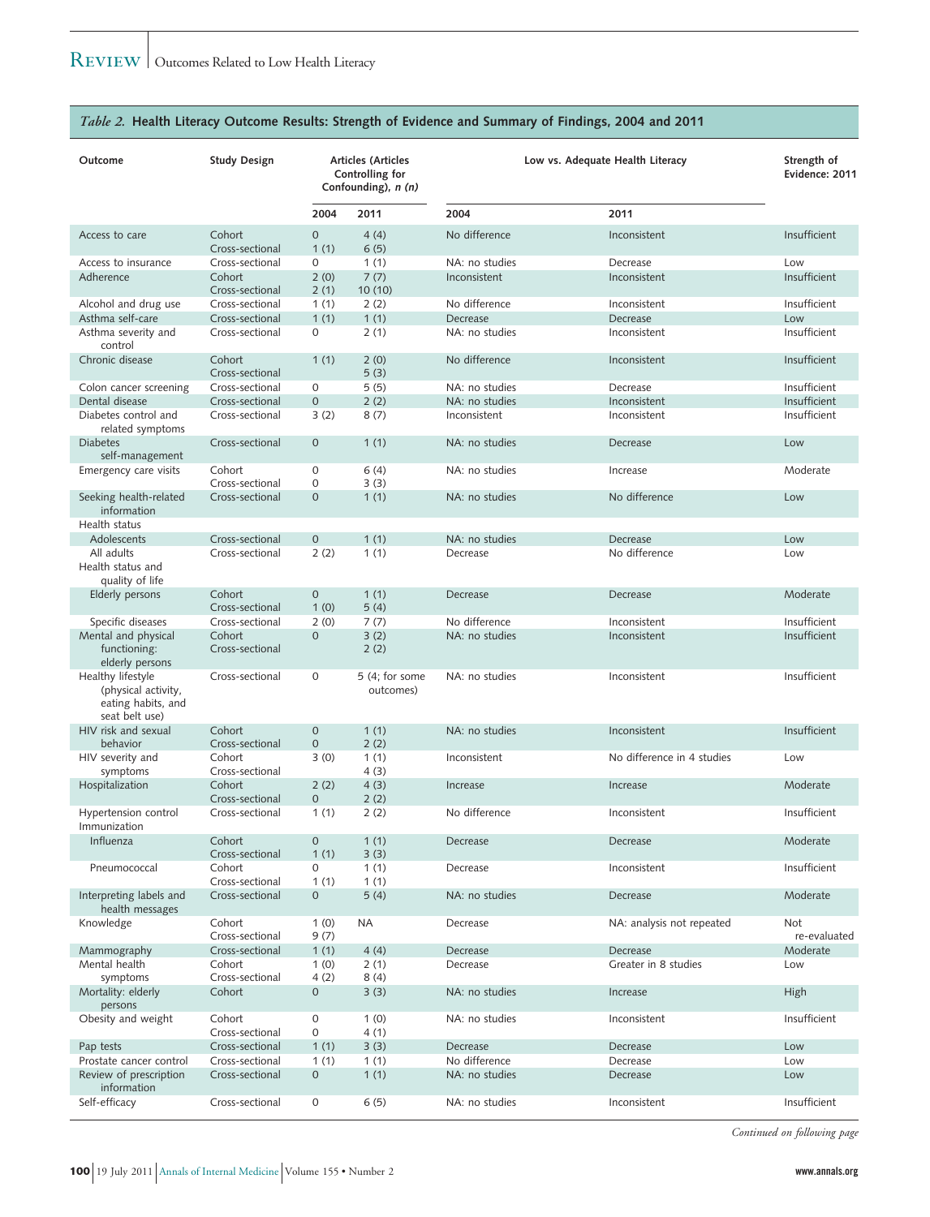*Table 2.* **Health Literacy Outcome Results: Strength of Evidence and Summary of Findings, 2004 and 2011**

| Outcome | Study Design | Articles (Articles Controlling for Confounding), *n (n)* | | Low vs. Adequate Health Literacy | | Strength of Evidence: 2011 |
|---|---|---|---|---|---|---|
| | | 2004 | 2011 | 2004 | 2011 | |
| Access to care | Cohort<br>Cross-sectional | 0<br>1 (1) | 4 (4)<br>6 (5) | No difference | Inconsistent | Insufficient |
| Access to insurance | Cross-sectional | 0 | 1 (1) | NA: no studies | Decrease | Low |
| Adherence | Cohort<br>Cross-sectional | 2 (0)<br>2 (1) | 7 (7)<br>10 (10) | Inconsistent | Inconsistent | Insufficient |
| Alcohol and drug use | Cross-sectional | 1 (1) | 2 (2) | No difference | Inconsistent | Insufficient |
| Asthma self-care | Cross-sectional | 1 (1) | 1 (1) | Decrease | Decrease | Low |
| Asthma severity and control | Cross-sectional | 0 | 2 (1) | NA: no studies | Inconsistent | Insufficient |
| Chronic disease | Cohort<br>Cross-sectional | 1 (1) | 2 (0)<br>5 (3) | No difference | Inconsistent | Insufficient |
| Colon cancer screening | Cross-sectional | 0 | 5 (5) | NA: no studies | Decrease | Insufficient |
| Dental disease | Cross-sectional | 0 | 2 (2) | NA: no studies | Inconsistent | Insufficient |
| Diabetes control and related symptoms | Cross-sectional | 3 (2) | 8 (7) | Inconsistent | Inconsistent | Insufficient |
| Diabetes self-management | Cross-sectional | 0 | 1 (1) | NA: no studies | Decrease | Low |
| Emergency care visits | Cohort<br>Cross-sectional | 0<br>0 | 6 (4)<br>3 (3) | NA: no studies | Increase | Moderate |
| Seeking health-related information | Cross-sectional | 0 | 1 (1) | NA: no studies | No difference | Low |
| Health status | | | | | | |
| Adolescents | Cross-sectional | 0 | 1 (1) | NA: no studies | Decrease | Low |
| All adults | Cross-sectional | 2 (2) | 1 (1) | Decrease | No difference | Low |
| Health status and quality of life | | | | | | |
| Elderly persons | Cohort<br>Cross-sectional | 0<br>1 (0) | 1 (1)<br>5 (4) | Decrease | Decrease | Moderate |
| Specific diseases | Cross-sectional | 2 (0) | 7 (7) | No difference | Inconsistent | Insufficient |
| Mental and physical functioning: elderly persons | Cohort<br>Cross-sectional | 0 | 3 (2)<br>2 (2) | NA: no studies | Inconsistent | Insufficient |
| Healthy lifestyle (physical activity, eating habits, and seat belt use) | Cross-sectional | 0 | 5 (4; for some outcomes) | NA: no studies | Inconsistent | Insufficient |
| HIV risk and sexual behavior | Cohort<br>Cross-sectional | 0<br>0 | 1 (1)<br>2 (2) | NA: no studies | Inconsistent | Insufficient |
| HIV severity and symptoms | Cohort<br>Cross-sectional | 3 (0) | 1 (1)<br>4 (3) | Inconsistent | No difference in 4 studies | Low |
| Hospitalization | Cohort<br>Cross-sectional | 2 (2)<br>0 | 4 (3)<br>2 (2) | Increase | Increase | Moderate |
| Hypertension control | Cross-sectional | 1 (1) | 2 (2) | No difference | Inconsistent | Insufficient |
| Immunization | | | | | | |
| Influenza | Cohort<br>Cross-sectional | 0<br>1 (1) | 1 (1)<br>3 (3) | Decrease | Decrease | Moderate |
| Pneumococcal | Cohort<br>Cross-sectional | 0<br>1 (1) | 1 (1)<br>1 (1) | Decrease | Inconsistent | Insufficient |
| Interpreting labels and health messages | Cross-sectional | 0 | 5 (4) | NA: no studies | Decrease | Moderate |
| Knowledge | Cohort<br>Cross-sectional | 1 (0)<br>9 (7) | NA | Decrease | NA: analysis not repeated | Not re-evaluated |
| Mammography | Cross-sectional | 1 (1) | 4 (4) | Decrease | Decrease | Moderate |
| Mental health symptoms | Cohort<br>Cross-sectional | 1 (0)<br>4 (2) | 2 (1)<br>8 (4) | Decrease | Greater in 8 studies | Low |
| Mortality: elderly persons | Cohort | 0 | 3 (3) | NA: no studies | Increase | High |
| Obesity and weight | Cohort<br>Cross-sectional | 0<br>0 | 1 (0)<br>4 (1) | NA: no studies | Inconsistent | Insufficient |
| Pap tests | Cross-sectional | 1 (1) | 3 (3) | Decrease | Decrease | Low |
| Prostate cancer control | Cross-sectional | 1 (1) | 1 (1) | No difference | Decrease | Low |
| Review of prescription information | Cross-sectional | 0 | 1 (1) | NA: no studies | Decrease | Low |
| Self-efficacy | Cross-sectional | 0 | 6 (5) | NA: no studies | Inconsistent | Insufficient |

*Continued on following page*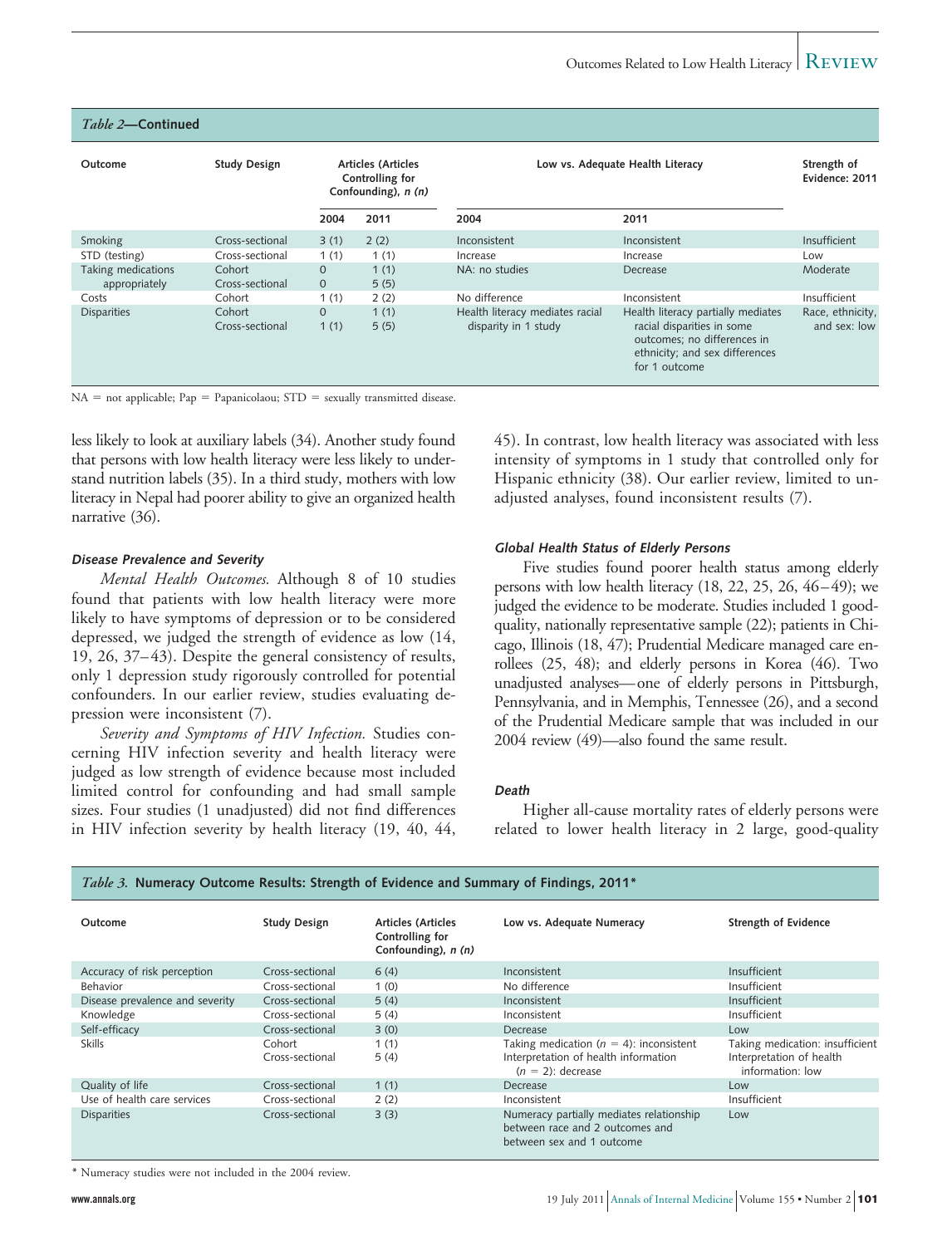*Table 2*—**Continued**

| Outcome | Study Design | Articles (Articles Controlling for Confounding), *n (n)* | | Low vs. Adequate Health Literacy | | Strength of Evidence: 2011 |
|---|---|---|---|---|---|---|
| | | 2004 | 2011 | 2004 | 2011 | |
| Smoking | Cross-sectional | 3 (1) | 2 (2) | Inconsistent | Inconsistent | Insufficient |
| STD (testing) | Cross-sectional | 1 (1) | 1 (1) | Increase | Increase | Low |
| Taking medications appropriately | Cohort<br>Cross-sectional | 0<br>0 | 1 (1)<br>5 (5) | NA: no studies | Decrease | Moderate |
| Costs | Cohort | 1 (1) | 2 (2) | No difference | Inconsistent | Insufficient |
| Disparities | Cohort<br>Cross-sectional | 0<br>1 (1) | 1 (1)<br>5 (5) | Health literacy mediates racial disparity in 1 study | Health literacy partially mediates racial disparities in some outcomes; no differences in ethnicity; and sex differences for 1 outcome | Race, ethnicity, and sex: low |

NA = not applicable; Pap = Papanicolaou; STD = sexually transmitted disease.

less likely to look at auxiliary labels (34). Another study found that persons with low health literacy were less likely to understand nutrition labels (35). In a third study, mothers with low literacy in Nepal had poorer ability to give an organized health narrative (36).

#### Disease Prevalence and Severity

*Mental Health Outcomes.* Although 8 of 10 studies found that patients with low health literacy were more likely to have symptoms of depression or to be considered depressed, we judged the strength of evidence as low (14, 19, 26, 37–43). Despite the general consistency of results, only 1 depression study rigorously controlled for potential confounders. In our earlier review, studies evaluating depression were inconsistent (7).

*Severity and Symptoms of HIV Infection.* Studies concerning HIV infection severity and health literacy were judged as low strength of evidence because most included limited control for confounding and had small sample sizes. Four studies (1 unadjusted) did not find differences in HIV infection severity by health literacy (19, 40, 44, 45). In contrast, low health literacy was associated with less intensity of symptoms in 1 study that controlled only for Hispanic ethnicity (38). Our earlier review, limited to unadjusted analyses, found inconsistent results (7).

#### Global Health Status of Elderly Persons

Five studies found poorer health status among elderly persons with low health literacy (18, 22, 25, 26, 46–49); we judged the evidence to be moderate. Studies included 1 good-quality, nationally representative sample (22); patients in Chicago, Illinois (18, 47); Prudential Medicare managed care enrollees (25, 48); and elderly persons in Korea (46). Two unadjusted analyses—one of elderly persons in Pittsburgh, Pennsylvania, and in Memphis, Tennessee (26), and a second of the Prudential Medicare sample that was included in our 2004 review (49)—also found the same result.

#### Death

Higher all-cause mortality rates of elderly persons were related to lower health literacy in 2 large, good-quality

*Table 3.* **Numeracy Outcome Results: Strength of Evidence and Summary of Findings, 2011***

| Outcome | Study Design | Articles (Articles Controlling for Confounding), *n (n)* | Low vs. Adequate Numeracy | Strength of Evidence |
|---|---|---|---|---|
| Accuracy of risk perception | Cross-sectional | 6 (4) | Inconsistent | Insufficient |
| Behavior | Cross-sectional | 1 (0) | No difference | Insufficient |
| Disease prevalence and severity | Cross-sectional | 5 (4) | Inconsistent | Insufficient |
| Knowledge | Cross-sectional | 5 (4) | Inconsistent | Insufficient |
| Self-efficacy | Cross-sectional | 3 (0) | Decrease | Low |
| Skills | Cohort<br>Cross-sectional | 1 (1)<br>5 (4) | Taking medication ($n$ = 4): inconsistent<br>Interpretation of health information ($n$ = 2): decrease | Taking medication: insufficient<br>Interpretation of health information: low |
| Quality of life | Cross-sectional | 1 (1) | Decrease | Low |
| Use of health care services | Cross-sectional | 2 (2) | Inconsistent | Insufficient |
| Disparities | Cross-sectional | 3 (3) | Numeracy partially mediates relationship between race and 2 outcomes and between sex and 1 outcome | Low |

* Numeracy studies were not included in the 2004 review.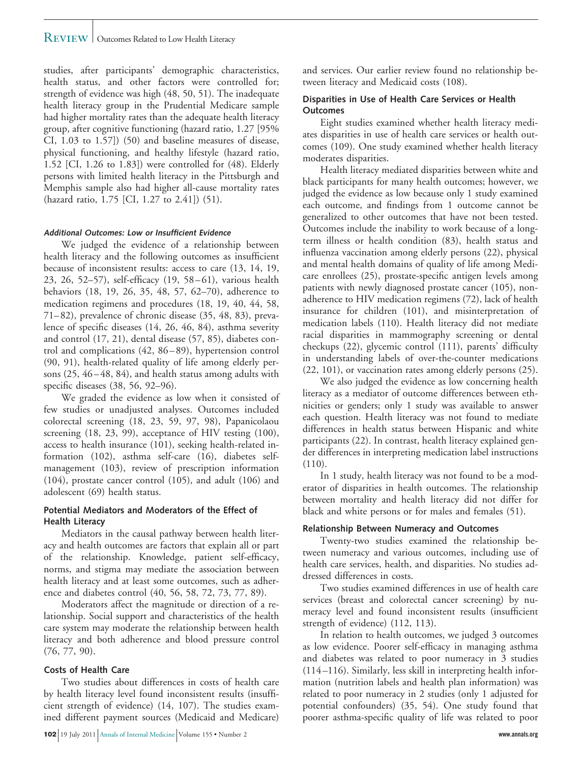studies, after participants' demographic characteristics, health status, and other factors were controlled for; strength of evidence was high (48, 50, 51). The inadequate health literacy group in the Prudential Medicare sample had higher mortality rates than the adequate health literacy group, after cognitive functioning (hazard ratio, 1.27 [95% CI, 1.03 to 1.57]) (50) and baseline measures of disease, physical functioning, and healthy lifestyle (hazard ratio, 1.52 [CI, 1.26 to 1.83]) were controlled for (48). Elderly persons with limited health literacy in the Pittsburgh and Memphis sample also had higher all-cause mortality rates (hazard ratio, 1.75 [CI, 1.27 to 2.41]) (51).

#### *Additional Outcomes: Low or Insufficient Evidence*

We judged the evidence of a relationship between health literacy and the following outcomes as insufficient because of inconsistent results: access to care (13, 14, 19, 23, 26, 52–57), self-efficacy (19, 58–61), various health behaviors (18, 19, 26, 35, 48, 57, 62–70), adherence to medication regimens and procedures (18, 19, 40, 44, 58, 71–82), prevalence of chronic disease (35, 48, 83), prevalence of specific diseases (14, 26, 46, 84), asthma severity and control (17, 21), dental disease (57, 85), diabetes control and complications (42, 86–89), hypertension control (90, 91), health-related quality of life among elderly persons (25, 46–48, 84), and health status among adults with specific diseases (38, 56, 92–96).

We graded the evidence as low when it consisted of few studies or unadjusted analyses. Outcomes included colorectal screening (18, 23, 59, 97, 98), Papanicolaou screening (18, 23, 99), acceptance of HIV testing (100), access to health insurance (101), seeking health-related information (102), asthma self-care (16), diabetes self-management (103), review of prescription information (104), prostate cancer control (105), and adult (106) and adolescent (69) health status.

### Potential Mediators and Moderators of the Effect of Health Literacy

Mediators in the causal pathway between health literacy and health outcomes are factors that explain all or part of the relationship. Knowledge, patient self-efficacy, norms, and stigma may mediate the association between health literacy and at least some outcomes, such as adherence and diabetes control (40, 56, 58, 72, 73, 77, 89).

Moderators affect the magnitude or direction of a relationship. Social support and characteristics of the health care system may moderate the relationship between health literacy and both adherence and blood pressure control (76, 77, 90).

### Costs of Health Care

Two studies about differences in costs of health care by health literacy level found inconsistent results (insufficient strength of evidence) (14, 107). The studies examined different payment sources (Medicaid and Medicare) and services. Our earlier review found no relationship between literacy and Medicaid costs (108).

### Disparities in Use of Health Care Services or Health Outcomes

Eight studies examined whether health literacy mediates disparities in use of health care services or health outcomes (109). One study examined whether health literacy moderates disparities.

Health literacy mediated disparities between white and black participants for many health outcomes; however, we judged the evidence as low because only 1 study examined each outcome, and findings from 1 outcome cannot be generalized to other outcomes that have not been tested. Outcomes include the inability to work because of a long-term illness or health condition (83), health status and influenza vaccination among elderly persons (22), physical and mental health domains of quality of life among Medicare enrollees (25), prostate-specific antigen levels among patients with newly diagnosed prostate cancer (105), non-adherence to HIV medication regimens (72), lack of health insurance for children (101), and misinterpretation of medication labels (110). Health literacy did not mediate racial disparities in mammography screening or dental checkups (22), glycemic control (111), parents' difficulty in understanding labels of over-the-counter medications (22, 101), or vaccination rates among elderly persons (25).

We also judged the evidence as low concerning health literacy as a mediator of outcome differences between ethnicities or genders; only 1 study was available to answer each question. Health literacy was not found to mediate differences in health status between Hispanic and white participants (22). In contrast, health literacy explained gender differences in interpreting medication label instructions (110).

In 1 study, health literacy was not found to be a moderator of disparities in health outcomes. The relationship between mortality and health literacy did not differ for black and white persons or for males and females (51).

### Relationship Between Numeracy and Outcomes

Twenty-two studies examined the relationship between numeracy and various outcomes, including use of health care services, health, and disparities. No studies addressed differences in costs.

Two studies examined differences in use of health care services (breast and colorectal cancer screening) by numeracy level and found inconsistent results (insufficient strength of evidence) (112, 113).

In relation to health outcomes, we judged 3 outcomes as low evidence. Poorer self-efficacy in managing asthma and diabetes was related to poor numeracy in 3 studies (114–116). Similarly, less skill in interpreting health information (nutrition labels and health plan information) was related to poor numeracy in 2 studies (only 1 adjusted for potential confounders) (35, 54). One study found that poorer asthma-specific quality of life was related to poor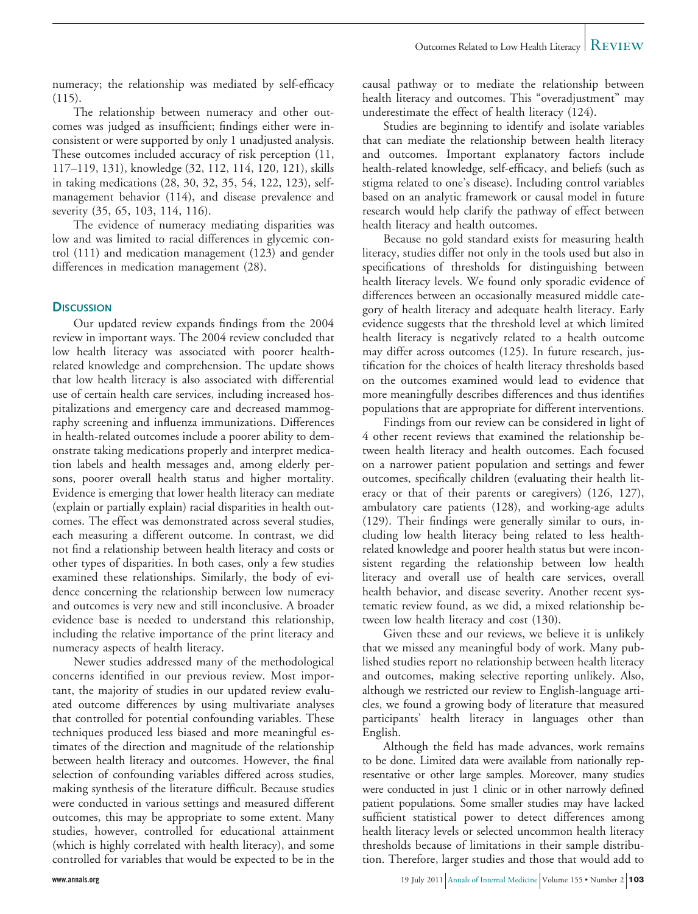numeracy; the relationship was mediated by self-efficacy (115).

The relationship between numeracy and other outcomes was judged as insufficient; findings either were inconsistent or were supported by only 1 unadjusted analysis. These outcomes included accuracy of risk perception (11, 117–119, 131), knowledge (32, 112, 114, 120, 121), skills in taking medications (28, 30, 32, 35, 54, 122, 123), self-management behavior (114), and disease prevalence and severity (35, 65, 103, 114, 116).

The evidence of numeracy mediating disparities was low and was limited to racial differences in glycemic control (111) and medication management (123) and gender differences in medication management (28).

## Discussion

Our updated review expands findings from the 2004 review in important ways. The 2004 review concluded that low health literacy was associated with poorer health-related knowledge and comprehension. The update shows that low health literacy is also associated with differential use of certain health care services, including increased hospitalizations and emergency care and decreased mammography screening and influenza immunizations. Differences in health-related outcomes include a poorer ability to demonstrate taking medications properly and interpret medication labels and health messages and, among elderly persons, poorer overall health status and higher mortality. Evidence is emerging that lower health literacy can mediate (explain or partially explain) racial disparities in health outcomes. The effect was demonstrated across several studies, each measuring a different outcome. In contrast, we did not find a relationship between health literacy and costs or other types of disparities. In both cases, only a few studies examined these relationships. Similarly, the body of evidence concerning the relationship between low numeracy and outcomes is very new and still inconclusive. A broader evidence base is needed to understand this relationship, including the relative importance of the print literacy and numeracy aspects of health literacy.

Newer studies addressed many of the methodological concerns identified in our previous review. Most important, the majority of studies in our updated review evaluated outcome differences by using multivariate analyses that controlled for potential confounding variables. These techniques produced less biased and more meaningful estimates of the direction and magnitude of the relationship between health literacy and outcomes. However, the final selection of confounding variables differed across studies, making synthesis of the literature difficult. Because studies were conducted in various settings and measured different outcomes, this may be appropriate to some extent. Many studies, however, controlled for educational attainment (which is highly correlated with health literacy), and some controlled for variables that would be expected to be in the causal pathway or to mediate the relationship between health literacy and outcomes. This "overadjustment" may underestimate the effect of health literacy (124).

Studies are beginning to identify and isolate variables that can mediate the relationship between health literacy and outcomes. Important explanatory factors include health-related knowledge, self-efficacy, and beliefs (such as stigma related to one's disease). Including control variables based on an analytic framework or causal model in future research would help clarify the pathway of effect between health literacy and health outcomes.

Because no gold standard exists for measuring health literacy, studies differ not only in the tools used but also in specifications of thresholds for distinguishing between health literacy levels. We found only sporadic evidence of differences between an occasionally measured middle category of health literacy and adequate health literacy. Early evidence suggests that the threshold level at which limited health literacy is negatively related to a health outcome may differ across outcomes (125). In future research, justification for the choices of health literacy thresholds based on the outcomes examined would lead to evidence that more meaningfully describes differences and thus identifies populations that are appropriate for different interventions.

Findings from our review can be considered in light of 4 other recent reviews that examined the relationship between health literacy and health outcomes. Each focused on a narrower patient population and settings and fewer outcomes, specifically children (evaluating their health literacy or that of their parents or caregivers) (126, 127), ambulatory care patients (128), and working-age adults (129). Their findings were generally similar to ours, including low health literacy being related to less health-related knowledge and poorer health status but were inconsistent regarding the relationship between low health literacy and overall use of health care services, overall health behavior, and disease severity. Another recent systematic review found, as we did, a mixed relationship between low health literacy and cost (130).

Given these and our reviews, we believe it is unlikely that we missed any meaningful body of work. Many published studies report no relationship between health literacy and outcomes, making selective reporting unlikely. Also, although we restricted our review to English-language articles, we found a growing body of literature that measured participants' health literacy in languages other than English.

Although the field has made advances, work remains to be done. Limited data were available from nationally representative or other large samples. Moreover, many studies were conducted in just 1 clinic or in other narrowly defined patient populations. Some smaller studies may have lacked sufficient statistical power to detect differences among health literacy levels or selected uncommon health literacy thresholds because of limitations in their sample distribution. Therefore, larger studies and those that would add to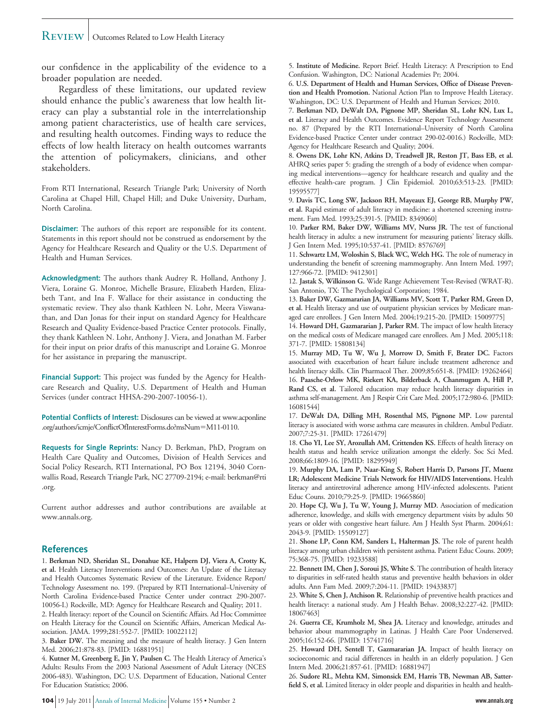our confidence in the applicability of the evidence to a broader population are needed.

Regardless of these limitations, our updated review should enhance the public's awareness that low health literacy can play a substantial role in the interrelationship among patient characteristics, use of health care services, and resulting health outcomes. Finding ways to reduce the effects of low health literacy on health outcomes warrants the attention of policymakers, clinicians, and other stakeholders.

From RTI International, Research Triangle Park; University of North Carolina at Chapel Hill, Chapel Hill; and Duke University, Durham, North Carolina.

**Disclaimer:** The authors of this report are responsible for its content. Statements in this report should not be construed as endorsement by the Agency for Healthcare Research and Quality or the U.S. Department of Health and Human Services.

**Acknowledgment:** The authors thank Audrey R. Holland, Anthony J. Viera, Loraine G. Monroe, Michelle Brasure, Elizabeth Harden, Elizabeth Tant, and Ina F. Wallace for their assistance in conducting the systematic review. They also thank Kathleen N. Lohr, Meera Viswanathan, and Dan Jonas for their input on standard Agency for Healthcare Research and Quality Evidence-based Practice Center protocols. Finally, they thank Kathleen N. Lohr, Anthony J. Viera, and Jonathan M. Farber for their input on prior drafts of this manuscript and Loraine G. Monroe for her assistance in preparing the manuscript.

**Financial Support:** This project was funded by the Agency for Healthcare Research and Quality, U.S. Department of Health and Human Services (under contract HHSA-290-2007-10056-1).

**Potential Conflicts of Interest:** Disclosures can be viewed at www.acponline.org/authors/icmje/ConflictOfInterestForms.do?msNum=M11-0110.

**Requests for Single Reprints:** Nancy D. Berkman, PhD, Program on Health Care Quality and Outcomes, Division of Health Services and Social Policy Research, RTI International, PO Box 12194, 3040 Cornwallis Road, Research Triangle Park, NC 27709-2194; e-mail: berkman@rti.org.

Current author addresses and author contributions are available at www.annals.org.

## References

1. **Berkman ND, Sheridan SL, Donahue KE, Halpern DJ, Viera A, Crotty K, et al.** Health Literacy Interventions and Outcomes: An Update of the Literacy and Health Outcomes Systematic Review of the Literature. Evidence Report/Technology Assessment no. 199. (Prepared by RTI International–University of North Carolina Evidence-based Practice Center under contract 290-2007-10056-I.) Rockville, MD: Agency for Healthcare Research and Quality; 2011.
2. Health literacy: report of the Council on Scientific Affairs. Ad Hoc Committee on Health Literacy for the Council on Scientific Affairs, American Medical Association. JAMA. 1999;281:552-7. [PMID: 10022112]
3. **Baker DW.** The meaning and the measure of health literacy. J Gen Intern Med. 2006;21:878-83. [PMID: 16881951]
4. **Kutner M, Greenberg E, Jin Y, Paulsen C.** The Health Literacy of America's Adults: Results From the 2003 National Assessment of Adult Literacy (NCES 2006-483). Washington, DC: U.S. Department of Education, National Center For Education Statistics; 2006.
5. **Institute of Medicine.** Report Brief. Health Literacy: A Prescription to End Confusion. Washington, DC: National Academies Pr; 2004.
6. **U.S. Department of Health and Human Services, Office of Disease Prevention and Health Promotion.** National Action Plan to Improve Health Literacy. Washington, DC: U.S. Department of Health and Human Services; 2010.
7. **Berkman ND, DeWalt DA, Pignone MP, Sheridan SL, Lohr KN, Lux L, et al.** Literacy and Health Outcomes. Evidence Report Technology Assessment no. 87 (Prepared by the RTI International–University of North Carolina Evidence-based Practice Center under contract 290-02-0016.) Rockville, MD: Agency for Healthcare Research and Quality; 2004.
8. **Owens DK, Lohr KN, Atkins D, Treadwell JR, Reston JT, Bass EB, et al.** AHRQ series paper 5: grading the strength of a body of evidence when comparing medical interventions—agency for healthcare research and quality and the effective health-care program. J Clin Epidemiol. 2010;63:513-23. [PMID: 19595577]
9. **Davis TC, Long SW, Jackson RH, Mayeaux EJ, George RB, Murphy PW, et al.** Rapid estimate of adult literacy in medicine: a shortened screening instrument. Fam Med. 1993;25:391-5. [PMID: 8349060]
10. **Parker RM, Baker DW, Williams MV, Nurss JR.** The test of functional health literacy in adults: a new instrument for measuring patients' literacy skills. J Gen Intern Med. 1995;10:537-41. [PMID: 8576769]
11. **Schwartz LM, Woloshin S, Black WC, Welch HG.** The role of numeracy in understanding the benefit of screening mammography. Ann Intern Med. 1997;127:966-72. [PMID: 9412301]
12. **Jastak S, Wilkinson G.** Wide Range Achievement Test-Revised (WRAT-R). San Antonio, TX: The Psychological Corporation; 1984.
13. **Baker DW, Gazmararian JA, Williams MV, Scott T, Parker RM, Green D, et al.** Health literacy and use of outpatient physician services by Medicare managed care enrollees. J Gen Intern Med. 2004;19:215-20. [PMID: 15009775]
14. **Howard DH, Gazmararian J, Parker RM.** The impact of low health literacy on the medical costs of Medicare managed care enrollees. Am J Med. 2005;118:371-7. [PMID: 15808134]
15. **Murray MD, Tu W, Wu J, Morrow D, Smith F, Brater DC.** Factors associated with exacerbation of heart failure include treatment adherence and health literacy skills. Clin Pharmacol Ther. 2009;85:651-8. [PMID: 19262464]
16. **Paasche-Orlow MK, Riekert KA, Bilderback A, Chanmugam A, Hill P, Rand CS, et al.** Tailored education may reduce health literacy disparities in asthma self-management. Am J Respir Crit Care Med. 2005;172:980-6. [PMID: 16081544]
17. **DeWalt DA, Dilling MH, Rosenthal MS, Pignone MP.** Low parental literacy is associated with worse asthma care measures in children. Ambul Pediatr. 2007;7:25-31. [PMID: 17261479]
18. **Cho YI, Lee SY, Arozullah AM, Crittenden KS.** Effects of health literacy on health status and health service utilization amongst the elderly. Soc Sci Med. 2008;66:1809-16. [PMID: 18295949]
19. **Murphy DA, Lam P, Naar-King S, Robert Harris D, Parsons JT, Muenz LR; Adolescent Medicine Trials Network for HIV/AIDS Interventions.** Health literacy and antiretroviral adherence among HIV-infected adolescents. Patient Educ Couns. 2010;79:25-9. [PMID: 19665860]
20. **Hope CJ, Wu J, Tu W, Young J, Murray MD.** Association of medication adherence, knowledge, and skills with emergency department visits by adults 50 years or older with congestive heart failure. Am J Health Syst Pharm. 2004;61:2043-9. [PMID: 15509127]
21. **Shone LP, Conn KM, Sanders L, Halterman JS.** The role of parent health literacy among urban children with persistent asthma. Patient Educ Couns. 2009;75:368-75. [PMID: 19233588]
22. **Bennett IM, Chen J, Soroui JS, White S.** The contribution of health literacy to disparities in self-rated health status and preventive health behaviors in older adults. Ann Fam Med. 2009;7:204-11. [PMID: 19433837]
23. **White S, Chen J, Atchison R.** Relationship of preventive health practices and health literacy: a national study. Am J Health Behav. 2008;32:227-42. [PMID: 18067463]
24. **Guerra CE, Krumholz M, Shea JA.** Literacy and knowledge, attitudes and behavior about mammography in Latinas. J Health Care Poor Underserved. 2005;16:152-66. [PMID: 15741716]
25. **Howard DH, Sentell T, Gazmararian JA.** Impact of health literacy on socioeconomic and racial differences in health in an elderly population. J Gen Intern Med. 2006;21:857-61. [PMID: 16881947]
26. **Sudore RL, Mehta KM, Simonsick EM, Harris TB, Newman AB, Satterfield S, et al.** Limited literacy in older people and disparities in health and health-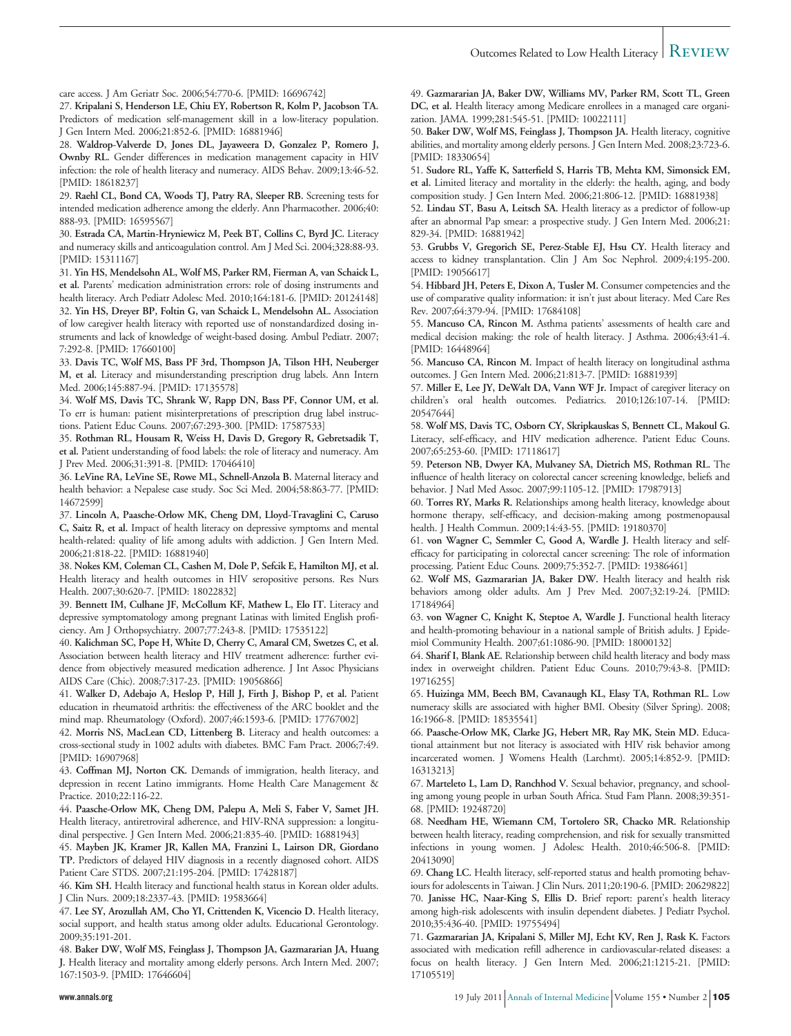care access. J Am Geriatr Soc. 2006;54:770-6. [PMID: 16696742]

27. **Kripalani S, Henderson LE, Chiu EY, Robertson R, Kolm P, Jacobson TA.** Predictors of medication self-management skill in a low-literacy population. J Gen Intern Med. 2006;21:852-6. [PMID: 16881946]

28. **Waldrop-Valverde D, Jones DL, Jayaweera D, Gonzalez P, Romero J, Ownby RL.** Gender differences in medication management capacity in HIV infection: the role of health literacy and numeracy. AIDS Behav. 2009;13:46-52. [PMID: 18618237]

29. **Raehl CL, Bond CA, Woods TJ, Patry RA, Sleeper RB.** Screening tests for intended medication adherence among the elderly. Ann Pharmacother. 2006;40: 888-93. [PMID: 16595567]

30. **Estrada CA, Martin-Hryniewicz M, Peek BT, Collins C, Byrd JC.** Literacy and numeracy skills and anticoagulation control. Am J Med Sci. 2004;328:88-93. [PMID: 15311167]

31. **Yin HS, Mendelsohn AL, Wolf MS, Parker RM, Fierman A, van Schaick L, et al.** Parents' medication administration errors: role of dosing instruments and health literacy. Arch Pediatr Adolesc Med. 2010;164:181-6. [PMID: 20124148]

32. **Yin HS, Dreyer BP, Foltin G, van Schaick L, Mendelsohn AL.** Association of low caregiver health literacy with reported use of nonstandardized dosing instruments and lack of knowledge of weight-based dosing. Ambul Pediatr. 2007; 7:292-8. [PMID: 17660100]

33. **Davis TC, Wolf MS, Bass PF 3rd, Thompson JA, Tilson HH, Neuberger M, et al.** Literacy and misunderstanding prescription drug labels. Ann Intern Med. 2006;145:887-94. [PMID: 17135578]

34. **Wolf MS, Davis TC, Shrank W, Rapp DN, Bass PF, Connor UM, et al.** To err is human: patient misinterpretations of prescription drug label instructions. Patient Educ Couns. 2007;67:293-300. [PMID: 17587533]

35. **Rothman RL, Housam R, Weiss H, Davis D, Gregory R, Gebretsadik T, et al.** Patient understanding of food labels: the role of literacy and numeracy. Am J Prev Med. 2006;31:391-8. [PMID: 17046410]

36. **LeVine RA, LeVine SE, Rowe ML, Schnell-Anzola B.** Maternal literacy and health behavior: a Nepalese case study. Soc Sci Med. 2004;58:863-77. [PMID: 14672599]

37. **Lincoln A, Paasche-Orlow MK, Cheng DM, Lloyd-Travaglini C, Caruso C, Saitz R, et al.** Impact of health literacy on depressive symptoms and mental health-related: quality of life among adults with addiction. J Gen Intern Med. 2006;21:818-22. [PMID: 16881940]

38. **Nokes KM, Coleman CL, Cashen M, Dole P, Sefcik E, Hamilton MJ, et al.** Health literacy and health outcomes in HIV seropositive persons. Res Nurs Health. 2007;30:620-7. [PMID: 18022832]

39. **Bennett IM, Culhane JF, McCollum KF, Mathew L, Elo IT.** Literacy and depressive symptomatology among pregnant Latinas with limited English proficiency. Am J Orthopsychiatry. 2007;77:243-8. [PMID: 17535122]

40. **Kalichman SC, Pope H, White D, Cherry C, Amaral CM, Swetzes C, et al.** Association between health literacy and HIV treatment adherence: further evidence from objectively measured medication adherence. J Int Assoc Physicians AIDS Care (Chic). 2008;7:317-23. [PMID: 19056866]

41. **Walker D, Adebajo A, Heslop P, Hill J, Firth J, Bishop P, et al.** Patient education in rheumatoid arthritis: the effectiveness of the ARC booklet and the mind map. Rheumatology (Oxford). 2007;46:1593-6. [PMID: 17767002]

42. **Morris NS, MacLean CD, Littenberg B.** Literacy and health outcomes: a cross-sectional study in 1002 adults with diabetes. BMC Fam Pract. 2006;7:49. [PMID: 16907968]

43. **Coffman MJ, Norton CK.** Demands of immigration, health literacy, and depression in recent Latino immigrants. Home Health Care Management & Practice. 2010;22:116-22.

44. **Paasche-Orlow MK, Cheng DM, Palepu A, Meli S, Faber V, Samet JH.** Health literacy, antiretroviral adherence, and HIV-RNA suppression: a longitudinal perspective. J Gen Intern Med. 2006;21:835-40. [PMID: 16881943]

45. **Mayben JK, Kramer JR, Kallen MA, Franzini L, Lairson DR, Giordano TP.** Predictors of delayed HIV diagnosis in a recently diagnosed cohort. AIDS Patient Care STDS. 2007;21:195-204. [PMID: 17428187]

46. **Kim SH.** Health literacy and functional health status in Korean older adults. J Clin Nurs. 2009;18:2337-43. [PMID: 19583664]

47. **Lee SY, Arozullah AM, Cho YI, Crittenden K, Vicencio D.** Health literacy, social support, and health status among older adults. Educational Gerontology. 2009;35:191-201.

48. **Baker DW, Wolf MS, Feinglass J, Thompson JA, Gazmararian JA, Huang J.** Health literacy and mortality among elderly persons. Arch Intern Med. 2007; 167:1503-9. [PMID: 17646604]

49. **Gazmararian JA, Baker DW, Williams MV, Parker RM, Scott TL, Green DC, et al.** Health literacy among Medicare enrollees in a managed care organization. JAMA. 1999;281:545-51. [PMID: 10022111]

50. **Baker DW, Wolf MS, Feinglass J, Thompson JA.** Health literacy, cognitive abilities, and mortality among elderly persons. J Gen Intern Med. 2008;23:723-6. [PMID: 18330654]

51. **Sudore RL, Yaffe K, Satterfield S, Harris TB, Mehta KM, Simonsick EM, et al.** Limited literacy and mortality in the elderly: the health, aging, and body composition study. J Gen Intern Med. 2006;21:806-12. [PMID: 16881938]

52. **Lindau ST, Basu A, Leitsch SA.** Health literacy as a predictor of follow-up after an abnormal Pap smear: a prospective study. J Gen Intern Med. 2006;21: 829-34. [PMID: 16881942]

53. **Grubbs V, Gregorich SE, Perez-Stable EJ, Hsu CY.** Health literacy and access to kidney transplantation. Clin J Am Soc Nephrol. 2009;4:195-200. [PMID: 19056617]

54. **Hibbard JH, Peters E, Dixon A, Tusler M.** Consumer competencies and the use of comparative quality information: it isn't just about literacy. Med Care Res Rev. 2007;64:379-94. [PMID: 17684108]

55. **Mancuso CA, Rincon M.** Asthma patients' assessments of health care and medical decision making: the role of health literacy. J Asthma. 2006;43:41-4. [PMID: 16448964]

56. **Mancuso CA, Rincon M.** Impact of health literacy on longitudinal asthma outcomes. J Gen Intern Med. 2006;21:813-7. [PMID: 16881939]

57. **Miller E, Lee JY, DeWalt DA, Vann WF Jr.** Impact of caregiver literacy on children's oral health outcomes. Pediatrics. 2010;126:107-14. [PMID: 20547644]

58. **Wolf MS, Davis TC, Osborn CY, Skripkauskas S, Bennett CL, Makoul G.** Literacy, self-efficacy, and HIV medication adherence. Patient Educ Couns. 2007;65:253-60. [PMID: 17118617]

59. **Peterson NB, Dwyer KA, Mulvaney SA, Dietrich MS, Rothman RL.** The influence of health literacy on colorectal cancer screening knowledge, beliefs and behavior. J Natl Med Assoc. 2007;99:1105-12. [PMID: 17987913]

60. **Torres RY, Marks R.** Relationships among health literacy, knowledge about hormone therapy, self-efficacy, and decision-making among postmenopausal health. J Health Commun. 2009;14:43-55. [PMID: 19180370]

61. **von Wagner C, Semmler C, Good A, Wardle J.** Health literacy and self-efficacy for participating in colorectal cancer screening: The role of information processing. Patient Educ Couns. 2009;75:352-7. [PMID: 19386461]

62. **Wolf MS, Gazmararian JA, Baker DW.** Health literacy and health risk behaviors among older adults. Am J Prev Med. 2007;32:19-24. [PMID: 17184964]

63. **von Wagner C, Knight K, Steptoe A, Wardle J.** Functional health literacy and health-promoting behaviour in a national sample of British adults. J Epidemiol Community Health. 2007;61:1086-90. [PMID: 18000132]

64. **Sharif I, Blank AE.** Relationship between child health literacy and body mass index in overweight children. Patient Educ Couns. 2010;79:43-8. [PMID: 19716255]

65. **Huizinga MM, Beech BM, Cavanaugh KL, Elasy TA, Rothman RL.** Low numeracy skills are associated with higher BMI. Obesity (Silver Spring). 2008; 16:1966-8. [PMID: 18535541]

66. **Paasche-Orlow MK, Clarke JG, Hebert MR, Ray MK, Stein MD.** Educational attainment but not literacy is associated with HIV risk behavior among incarcerated women. J Womens Health (Larchmt). 2005;14:852-9. [PMID: 16313213]

67. **Marteleto L, Lam D, Ranchhod V.** Sexual behavior, pregnancy, and schooling among young people in urban South Africa. Stud Fam Plann. 2008;39:351-68. [PMID: 19248720]

68. **Needham HE, Wiemann CM, Tortolero SR, Chacko MR.** Relationship between health literacy, reading comprehension, and risk for sexually transmitted infections in young women. J Adolesc Health. 2010;46:506-8. [PMID: 20413090]

69. **Chang LC.** Health literacy, self-reported status and health promoting behaviours for adolescents in Taiwan. J Clin Nurs. 2011;20:190-6. [PMID: 20629822]

70. **Janisse HC, Naar-King S, Ellis D.** Brief report: parent's health literacy among high-risk adolescents with insulin dependent diabetes. J Pediatr Psychol. 2010;35:436-40. [PMID: 19755494]

71. **Gazmararian JA, Kripalani S, Miller MJ, Echt KV, Ren J, Rask K.** Factors associated with medication refill adherence in cardiovascular-related diseases: a focus on health literacy. J Gen Intern Med. 2006;21:1215-21. [PMID: 17105519]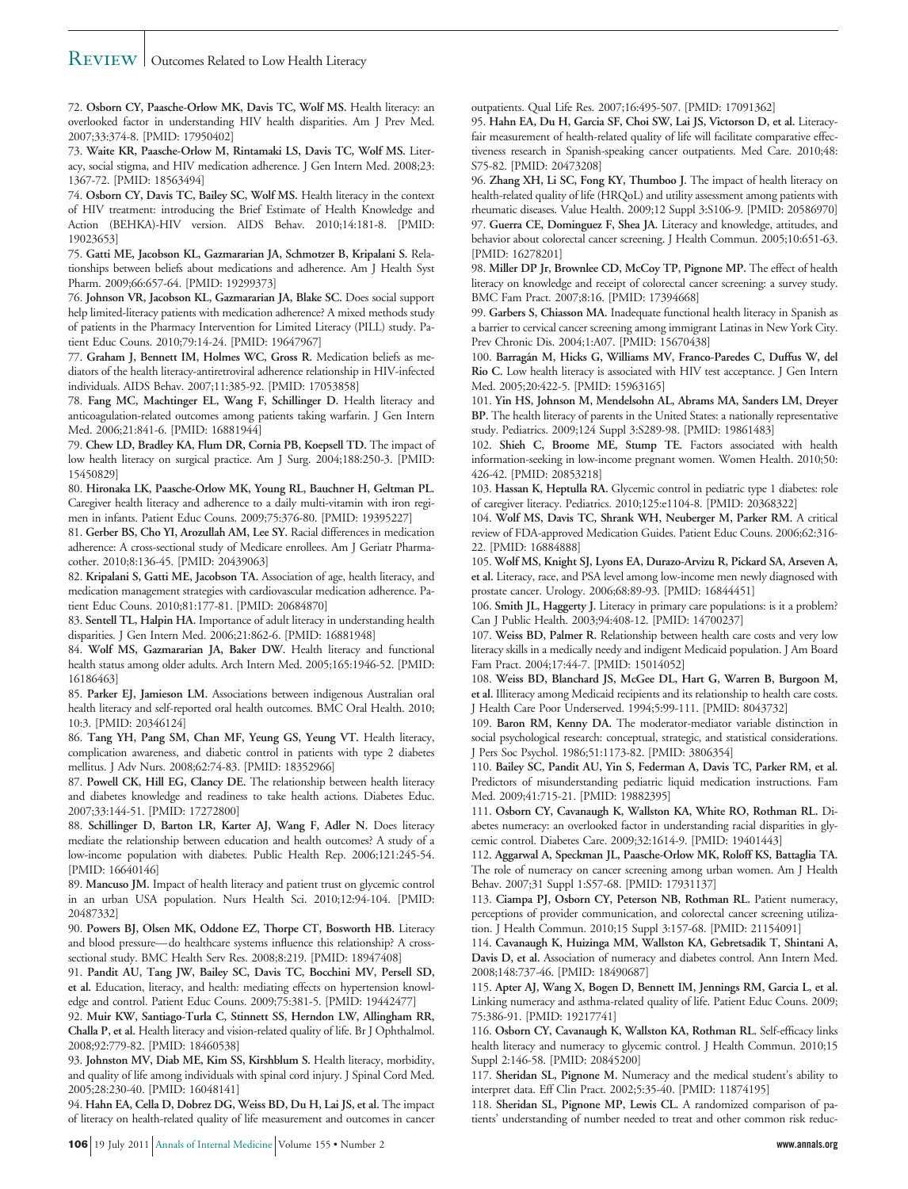72. **Osborn CY, Paasche-Orlow MK, Davis TC, Wolf MS.** Health literacy: an overlooked factor in understanding HIV health disparities. Am J Prev Med. 2007;33:374-8. [PMID: 17950402]

73. **Waite KR, Paasche-Orlow M, Rintamaki LS, Davis TC, Wolf MS.** Literacy, social stigma, and HIV medication adherence. J Gen Intern Med. 2008;23:1367-72. [PMID: 18563494]

74. **Osborn CY, Davis TC, Bailey SC, Wolf MS.** Health literacy in the context of HIV treatment: introducing the Brief Estimate of Health Knowledge and Action (BEHKA)-HIV version. AIDS Behav. 2010;14:181-8. [PMID: 19023653]

75. **Gatti ME, Jacobson KL, Gazmararian JA, Schmotzer B, Kripalani S.** Relationships between beliefs about medications and adherence. Am J Health Syst Pharm. 2009;66:657-64. [PMID: 19299373]

76. **Johnson VR, Jacobson KL, Gazmararian JA, Blake SC.** Does social support help limited-literacy patients with medication adherence? A mixed methods study of patients in the Pharmacy Intervention for Limited Literacy (PILL) study. Patient Educ Couns. 2010;79:14-24. [PMID: 19647967]

77. **Graham J, Bennett IM, Holmes WC, Gross R.** Medication beliefs as mediators of the health literacy-antiretroviral adherence relationship in HIV-infected individuals. AIDS Behav. 2007;11:385-92. [PMID: 17053858]

78. **Fang MC, Machtinger EL, Wang F, Schillinger D.** Health literacy and anticoagulation-related outcomes among patients taking warfarin. J Gen Intern Med. 2006;21:841-6. [PMID: 16881944]

79. **Chew LD, Bradley KA, Flum DR, Cornia PB, Koepsell TD.** The impact of low health literacy on surgical practice. Am J Surg. 2004;188:250-3. [PMID: 15450829]

80. **Hironaka LK, Paasche-Orlow MK, Young RL, Bauchner H, Geltman PL.** Caregiver health literacy and adherence to a daily multi-vitamin with iron regimen in infants. Patient Educ Couns. 2009;75:376-80. [PMID: 19395227]

81. **Gerber BS, Cho YI, Arozullah AM, Lee SY.** Racial differences in medication adherence: A cross-sectional study of Medicare enrollees. Am J Geriatr Pharmacother. 2010;8:136-45. [PMID: 20439063]

82. **Kripalani S, Gatti ME, Jacobson TA.** Association of age, health literacy, and medication management strategies with cardiovascular medication adherence. Patient Educ Couns. 2010;81:177-81. [PMID: 20684870]

83. **Sentell TL, Halpin HA.** Importance of adult literacy in understanding health disparities. J Gen Intern Med. 2006;21:862-6. [PMID: 16881948]

84. **Wolf MS, Gazmararian JA, Baker DW.** Health literacy and functional health status among older adults. Arch Intern Med. 2005;165:1946-52. [PMID: 16186463]

85. **Parker EJ, Jamieson LM.** Associations between indigenous Australian oral health literacy and self-reported oral health outcomes. BMC Oral Health. 2010;10:3. [PMID: 20346124]

86. **Tang YH, Pang SM, Chan MF, Yeung GS, Yeung VT.** Health literacy, complication awareness, and diabetic control in patients with type 2 diabetes mellitus. J Adv Nurs. 2008;62:74-83. [PMID: 18352966]

87. **Powell CK, Hill EG, Clancy DE.** The relationship between health literacy and diabetes knowledge and readiness to take health actions. Diabetes Educ. 2007;33:144-51. [PMID: 17272800]

88. **Schillinger D, Barton LR, Karter AJ, Wang F, Adler N.** Does literacy mediate the relationship between education and health outcomes? A study of a low-income population with diabetes. Public Health Rep. 2006;121:245-54. [PMID: 16640146]

89. **Mancuso JM.** Impact of health literacy and patient trust on glycemic control in an urban USA population. Nurs Health Sci. 2010;12:94-104. [PMID: 20487332]

90. **Powers BJ, Olsen MK, Oddone EZ, Thorpe CT, Bosworth HB.** Literacy and blood pressure—do healthcare systems influence this relationship? A cross-sectional study. BMC Health Serv Res. 2008;8:219. [PMID: 18947408]

91. **Pandit AU, Tang JW, Bailey SC, Davis TC, Bocchini MV, Persell SD, et al.** Education, literacy, and health: mediating effects on hypertension knowledge and control. Patient Educ Couns. 2009;75:381-5. [PMID: 19442477]

92. **Muir KW, Santiago-Turla C, Stinnett SS, Herndon LW, Allingham RR, Challa P, et al.** Health literacy and vision-related quality of life. Br J Ophthalmol. 2008;92:779-82. [PMID: 18460538]

93. **Johnston MV, Diab ME, Kim SS, Kirshblum S.** Health literacy, morbidity, and quality of life among individuals with spinal cord injury. J Spinal Cord Med. 2005;28:230-40. [PMID: 16048141]

94. **Hahn EA, Cella D, Dobrez DG, Weiss BD, Du H, Lai JS, et al.** The impact of literacy on health-related quality of life measurement and outcomes in cancer outpatients. Qual Life Res. 2007;16:495-507. [PMID: 17091362]

95. **Hahn EA, Du H, Garcia SF, Choi SW, Lai JS, Victorson D, et al.** Literacy-fair measurement of health-related quality of life will facilitate comparative effectiveness research in Spanish-speaking cancer outpatients. Med Care. 2010;48:S75-82. [PMID: 20473208]

96. **Zhang XH, Li SC, Fong KY, Thumboo J.** The impact of health literacy on health-related quality of life (HRQoL) and utility assessment among patients with rheumatic diseases. Value Health. 2009;12 Suppl 3:S106-9. [PMID: 20586970]

97. **Guerra CE, Dominguez F, Shea JA.** Literacy and knowledge, attitudes, and behavior about colorectal cancer screening. J Health Commun. 2005;10:651-63. [PMID: 16278201]

98. **Miller DP Jr, Brownlee CD, McCoy TP, Pignone MP.** The effect of health literacy on knowledge and receipt of colorectal cancer screening: a survey study. BMC Fam Pract. 2007;8:16. [PMID: 17394668]

99. **Garbers S, Chiasson MA.** Inadequate functional health literacy in Spanish as a barrier to cervical cancer screening among immigrant Latinas in New York City. Prev Chronic Dis. 2004;1:A07. [PMID: 15670438]

100. **Barragán M, Hicks G, Williams MV, Franco-Paredes C, Duffus W, del Rio C.** Low health literacy is associated with HIV test acceptance. J Gen Intern Med. 2005;20:422-5. [PMID: 15963165]

101. **Yin HS, Johnson M, Mendelsohn AL, Abrams MA, Sanders LM, Dreyer BP.** The health literacy of parents in the United States: a nationally representative study. Pediatrics. 2009;124 Suppl 3:S289-98. [PMID: 19861483]

102. **Shieh C, Broome ME, Stump TE.** Factors associated with health information-seeking in low-income pregnant women. Women Health. 2010;50:426-42. [PMID: 20853218]

103. **Hassan K, Heptulla RA.** Glycemic control in pediatric type 1 diabetes: role of caregiver literacy. Pediatrics. 2010;125:e1104-8. [PMID: 20368322]

104. **Wolf MS, Davis TC, Shrank WH, Neuberger M, Parker RM.** A critical review of FDA-approved Medication Guides. Patient Educ Couns. 2006;62:316-22. [PMID: 16884888]

105. **Wolf MS, Knight SJ, Lyons EA, Durazo-Arvizu R, Pickard SA, Arseven A, et al.** Literacy, race, and PSA level among low-income men newly diagnosed with prostate cancer. Urology. 2006;68:89-93. [PMID: 16844451]

106. **Smith JL, Haggerty J.** Literacy in primary care populations: is it a problem? Can J Public Health. 2003;94:408-12. [PMID: 14700237]

107. **Weiss BD, Palmer R.** Relationship between health care costs and very low literacy skills in a medically needy and indigent Medicaid population. J Am Board Fam Pract. 2004;17:44-7. [PMID: 15014052]

108. **Weiss BD, Blanchard JS, McGee DL, Hart G, Warren B, Burgoon M, et al.** Illiteracy among Medicaid recipients and its relationship to health care costs. J Health Care Poor Underserved. 1994;5:99-111. [PMID: 8043732]

109. **Baron RM, Kenny DA.** The moderator-mediator variable distinction in social psychological research: conceptual, strategic, and statistical considerations. J Pers Soc Psychol. 1986;51:1173-82. [PMID: 3806354]

110. **Bailey SC, Pandit AU, Yin S, Federman A, Davis TC, Parker RM, et al.** Predictors of misunderstanding pediatric liquid medication instructions. Fam Med. 2009;41:715-21. [PMID: 19882395]

111. **Osborn CY, Cavanaugh K, Wallston KA, White RO, Rothman RL.** Diabetes numeracy: an overlooked factor in understanding racial disparities in glycemic control. Diabetes Care. 2009;32:1614-9. [PMID: 19401443]

112. **Aggarwal A, Speckman JL, Paasche-Orlow MK, Roloff KS, Battaglia TA.** The role of numeracy on cancer screening among urban women. Am J Health Behav. 2007;31 Suppl 1:S57-68. [PMID: 17931137]

113. **Ciampa PJ, Osborn CY, Peterson NB, Rothman RL.** Patient numeracy, perceptions of provider communication, and colorectal cancer screening utilization. J Health Commun. 2010;15 Suppl 3:157-68. [PMID: 21154091]

114. **Cavanaugh K, Huizinga MM, Wallston KA, Gebretsadik T, Shintani A, Davis D, et al.** Association of numeracy and diabetes control. Ann Intern Med. 2008;148:737-46. [PMID: 18490687]

115. **Apter AJ, Wang X, Bogen D, Bennett IM, Jennings RM, Garcia L, et al.** Linking numeracy and asthma-related quality of life. Patient Educ Couns. 2009;75:386-91. [PMID: 19217741]

116. **Osborn CY, Cavanaugh K, Wallston KA, Rothman RL.** Self-efficacy links health literacy and numeracy to glycemic control. J Health Commun. 2010;15 Suppl 2:146-58. [PMID: 20845200]

117. **Sheridan SL, Pignone M.** Numeracy and the medical student's ability to interpret data. Eff Clin Pract. 2002;5:35-40. [PMID: 11874195]

118. **Sheridan SL, Pignone MP, Lewis CL.** A randomized comparison of patients' understanding of number needed to treat and other common risk reduc-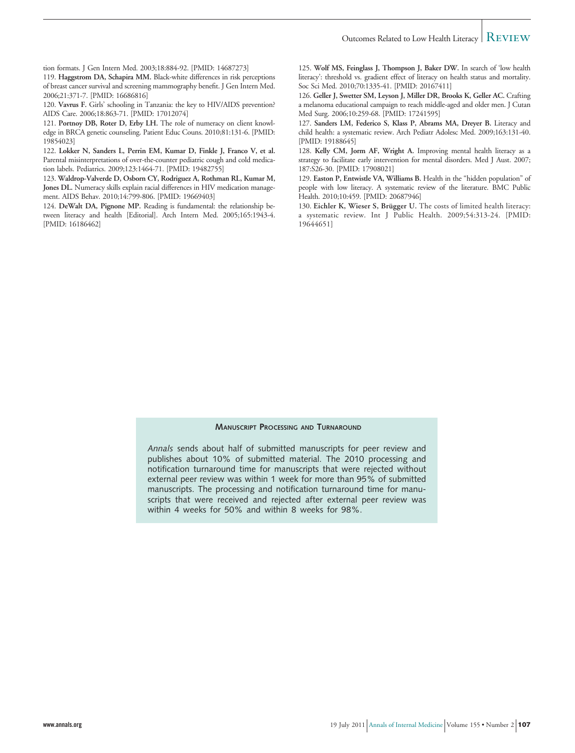tion formats. J Gen Intern Med. 2003;18:884-92. [PMID: 14687273]

119. **Haggstrom DA, Schapira MM.** Black-white differences in risk perceptions of breast cancer survival and screening mammography benefit. J Gen Intern Med. 2006;21:371-7. [PMID: 16686816]

120. **Vavrus F.** Girls' schooling in Tanzania: the key to HIV/AIDS prevention? AIDS Care. 2006;18:863-71. [PMID: 17012074]

121. **Portnoy DB, Roter D, Erby LH.** The role of numeracy on client knowledge in BRCA genetic counseling. Patient Educ Couns. 2010;81:131-6. [PMID: 19854023]

122. **Lokker N, Sanders L, Perrin EM, Kumar D, Finkle J, Franco V, et al.** Parental misinterpretations of over-the-counter pediatric cough and cold medication labels. Pediatrics. 2009;123:1464-71. [PMID: 19482755]

123. **Waldrop-Valverde D, Osborn CY, Rodriguez A, Rothman RL, Kumar M, Jones DL.** Numeracy skills explain racial differences in HIV medication management. AIDS Behav. 2010;14:799-806. [PMID: 19669403]

124. **DeWalt DA, Pignone MP.** Reading is fundamental: the relationship between literacy and health [Editorial]. Arch Intern Med. 2005;165:1943-4. [PMID: 16186462]

125. **Wolf MS, Feinglass J, Thompson J, Baker DW.** In search of 'low health literacy': threshold vs. gradient effect of literacy on health status and mortality. Soc Sci Med. 2010;70:1335-41. [PMID: 20167411]

126. **Geller J, Swetter SM, Leyson J, Miller DR, Brooks K, Geller AC.** Crafting a melanoma educational campaign to reach middle-aged and older men. J Cutan Med Surg. 2006;10:259-68. [PMID: 17241595]

127. **Sanders LM, Federico S, Klass P, Abrams MA, Dreyer B.** Literacy and child health: a systematic review. Arch Pediatr Adolesc Med. 2009;163:131-40. [PMID: 19188645]

128. **Kelly CM, Jorm AF, Wright A.** Improving mental health literacy as a strategy to facilitate early intervention for mental disorders. Med J Aust. 2007;187:S26-30. [PMID: 17908021]

129. **Easton P, Entwistle VA, Williams B.** Health in the "hidden population" of people with low literacy. A systematic review of the literature. BMC Public Health. 2010;10:459. [PMID: 20687946]

130. **Eichler K, Wieser S, Brügger U.** The costs of limited health literacy: a systematic review. Int J Public Health. 2009;54:313-24. [PMID: 19644651]

### Manuscript Processing and Turnaround

*Annals* sends about half of submitted manuscripts for peer review and publishes about 10% of submitted material. The 2010 processing and notification turnaround time for manuscripts that were rejected without external peer review was within 1 week for more than 95% of submitted manuscripts. The processing and notification turnaround time for manuscripts that were received and rejected after external peer review was within 4 weeks for 50% and within 8 weeks for 98%.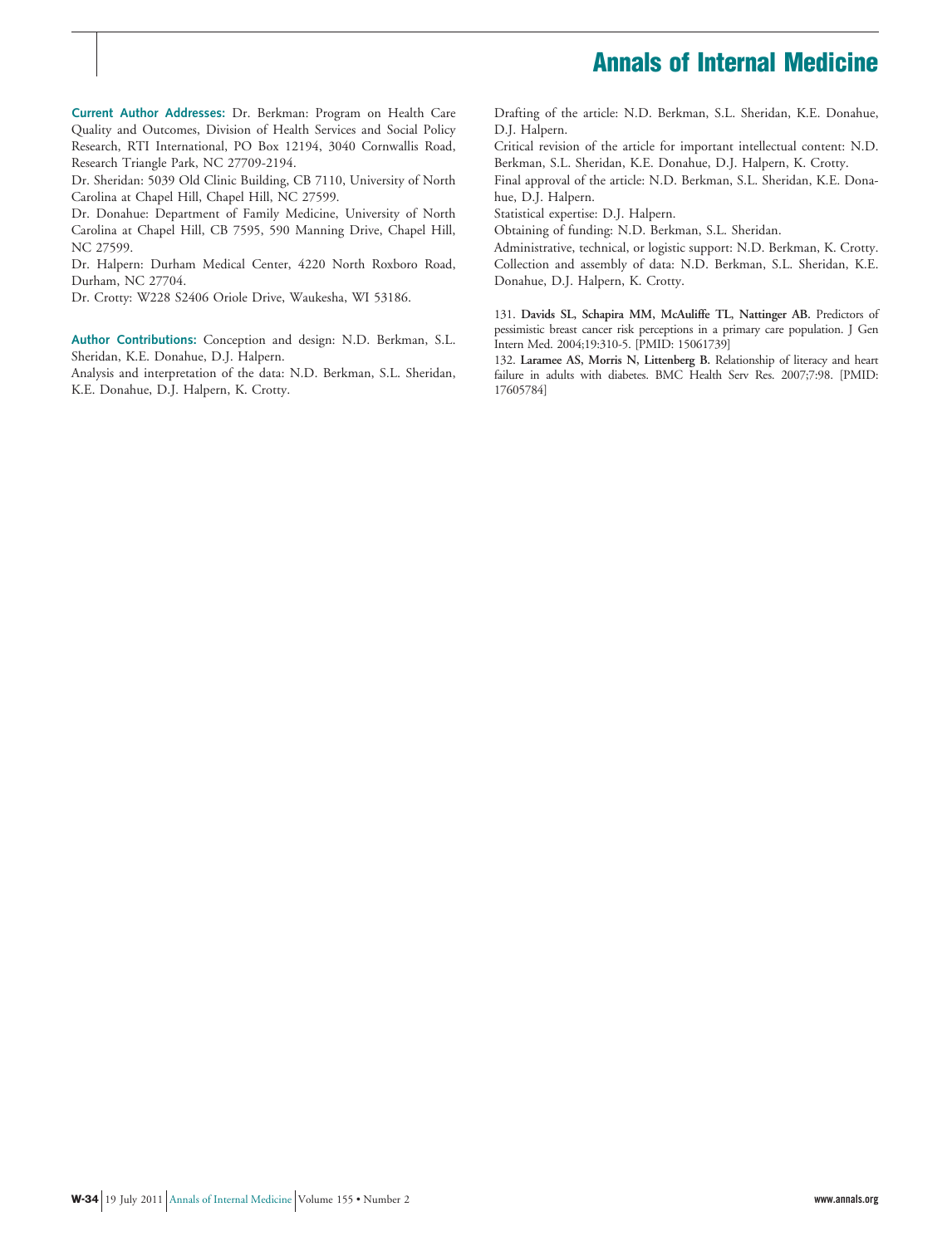**Current Author Addresses:** Dr. Berkman: Program on Health Care Quality and Outcomes, Division of Health Services and Social Policy Research, RTI International, PO Box 12194, 3040 Cornwallis Road, Research Triangle Park, NC 27709-2194.

Dr. Sheridan: 5039 Old Clinic Building, CB 7110, University of North Carolina at Chapel Hill, Chapel Hill, NC 27599.

Dr. Donahue: Department of Family Medicine, University of North Carolina at Chapel Hill, CB 7595, 590 Manning Drive, Chapel Hill, NC 27599.

Dr. Halpern: Durham Medical Center, 4220 North Roxboro Road, Durham, NC 27704.

Dr. Crotty: W228 S2406 Oriole Drive, Waukesha, WI 53186.

**Author Contributions:** Conception and design: N.D. Berkman, S.L. Sheridan, K.E. Donahue, D.J. Halpern.

Analysis and interpretation of the data: N.D. Berkman, S.L. Sheridan, K.E. Donahue, D.J. Halpern, K. Crotty.

Drafting of the article: N.D. Berkman, S.L. Sheridan, K.E. Donahue, D.J. Halpern.

Critical revision of the article for important intellectual content: N.D. Berkman, S.L. Sheridan, K.E. Donahue, D.J. Halpern, K. Crotty.

Final approval of the article: N.D. Berkman, S.L. Sheridan, K.E. Donahue, D.J. Halpern.

Statistical expertise: D.J. Halpern.

Obtaining of funding: N.D. Berkman, S.L. Sheridan.

Administrative, technical, or logistic support: N.D. Berkman, K. Crotty.

Collection and assembly of data: N.D. Berkman, S.L. Sheridan, K.E. Donahue, D.J. Halpern, K. Crotty.

131. **Davids SL, Schapira MM, McAuliffe TL, Nattinger AB.** Predictors of pessimistic breast cancer risk perceptions in a primary care population. J Gen Intern Med. 2004;19:310-5. [PMID: 15061739]

132. **Laramee AS, Morris N, Littenberg B.** Relationship of literacy and heart failure in adults with diabetes. BMC Health Serv Res. 2007;7:98. [PMID: 17605784]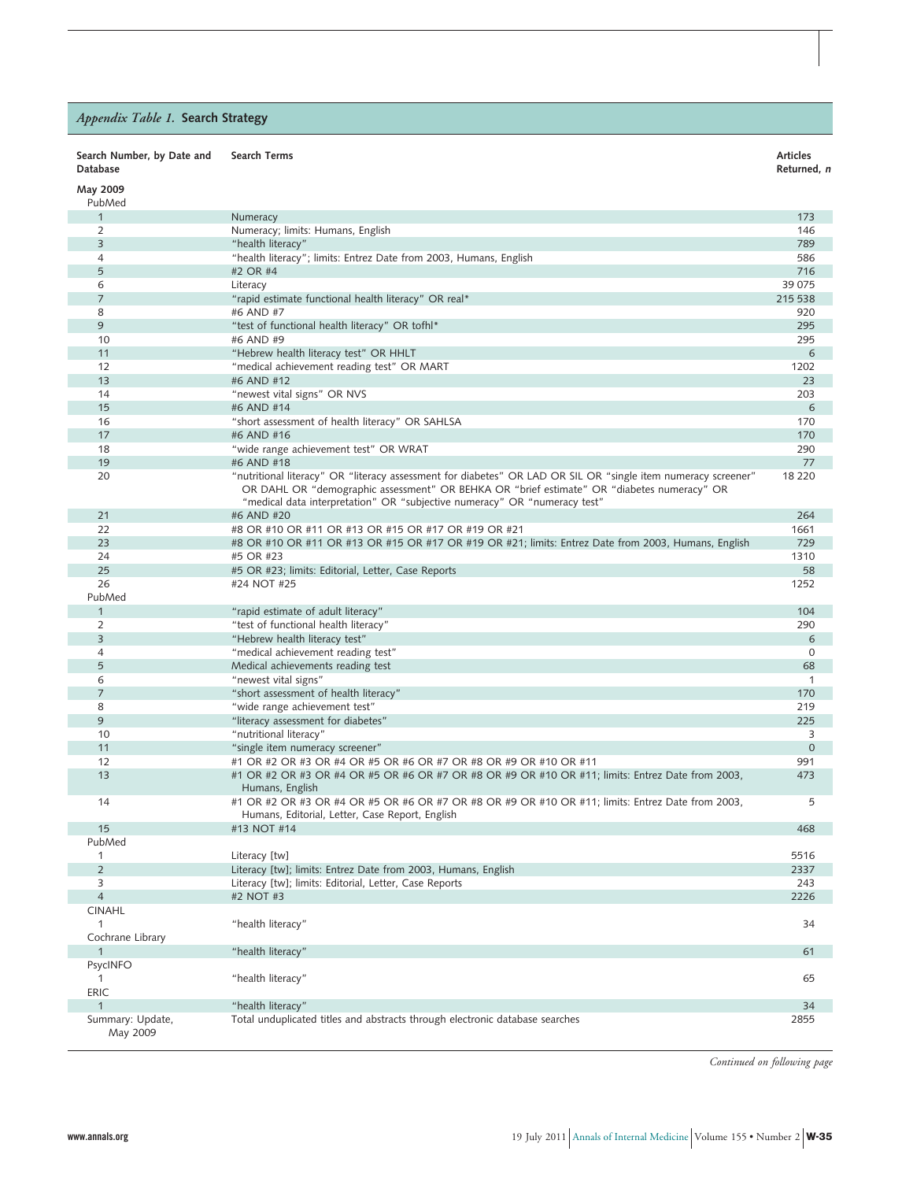*Appendix Table 1.* **Search Strategy**

| Search Number, by Date and Database | Search Terms | Articles Returned, *n* |
|---|---|---|
| **May 2009** | | |
| PubMed | | |
| 1 | Numeracy | 173 |
| 2 | Numeracy; limits: Humans, English | 146 |
| 3 | "health literacy" | 789 |
| 4 | "health literacy"; limits: Entrez Date from 2003, Humans, English | 586 |
| 5 | #2 OR #4 | 716 |
| 6 | Literacy | 39 075 |
| 7 | "rapid estimate functional health literacy" OR real* | 215 538 |
| 8 | #6 AND #7 | 920 |
| 9 | "test of functional health literacy" OR tofhl* | 295 |
| 10 | #6 AND #9 | 295 |
| 11 | "Hebrew health literacy test" OR HHLT | 6 |
| 12 | "medical achievement reading test" OR MART | 1202 |
| 13 | #6 AND #12 | 23 |
| 14 | "newest vital signs" OR NVS | 203 |
| 15 | #6 AND #14 | 6 |
| 16 | "short assessment of health literacy" OR SAHLSA | 170 |
| 17 | #6 AND #16 | 170 |
| 18 | "wide range achievement test" OR WRAT | 290 |
| 19 | #6 AND #18 | 77 |
| 20 | "nutritional literacy" OR "literacy assessment for diabetes" OR LAD OR SIL OR "single item numeracy screener" OR DAHL OR "demographic assessment" OR BEHKA OR "brief estimate" OR "diabetes numeracy" OR "medical data interpretation" OR "subjective numeracy" OR "numeracy test" | 18 220 |
| 21 | #6 AND #20 | 264 |
| 22 | #8 OR #10 OR #11 OR #13 OR #15 OR #17 OR #19 OR #21 | 1661 |
| 23 | #8 OR #10 OR #11 OR #13 OR #15 OR #17 OR #19 OR #21; limits: Entrez Date from 2003, Humans, English | 729 |
| 24 | #5 OR #23 | 1310 |
| 25 | #5 OR #23; limits: Editorial, Letter, Case Reports | 58 |
| 26 | #24 NOT #25 | 1252 |
| PubMed | | |
| 1 | "rapid estimate of adult literacy" | 104 |
| 2 | "test of functional health literacy" | 290 |
| 3 | "Hebrew health literacy test" | 6 |
| 4 | "medical achievement reading test" | 0 |
| 5 | Medical achievements reading test | 68 |
| 6 | "newest vital signs" | 1 |
| 7 | "short assessment of health literacy" | 170 |
| 8 | "wide range achievement test" | 219 |
| 9 | "literacy assessment for diabetes" | 225 |
| 10 | "nutritional literacy" | 3 |
| 11 | "single item numeracy screener" | 0 |
| 12 | #1 OR #2 OR #3 OR #4 OR #5 OR #6 OR #7 OR #8 OR #9 OR #10 OR #11 | 991 |
| 13 | #1 OR #2 OR #3 OR #4 OR #5 OR #6 OR #7 OR #8 OR #9 OR #10 OR #11; limits: Entrez Date from 2003, Humans, English | 473 |
| 14 | #1 OR #2 OR #3 OR #4 OR #5 OR #6 OR #7 OR #8 OR #9 OR #10 OR #11; limits: Entrez Date from 2003, Humans, Editorial, Letter, Case Report, English | 5 |
| 15 | #13 NOT #14 | 468 |
| PubMed | | |
| 1 | Literacy [tw] | 5516 |
| 2 | Literacy [tw]; limits: Entrez Date from 2003, Humans, English | 2337 |
| 3 | Literacy [tw]; limits: Editorial, Letter, Case Reports | 243 |
| 4 | #2 NOT #3 | 2226 |
| CINAHL | | |
| 1 | "health literacy" | 34 |
| Cochrane Library | | |
| 1 | "health literacy" | 61 |
| PsycINFO | | |
| 1 | "health literacy" | 65 |
| ERIC | | |
| 1 | "health literacy" | 34 |
| Summary: Update, May 2009 | Total unduplicated titles and abstracts through electronic database searches | 2855 |

*Continued on following page*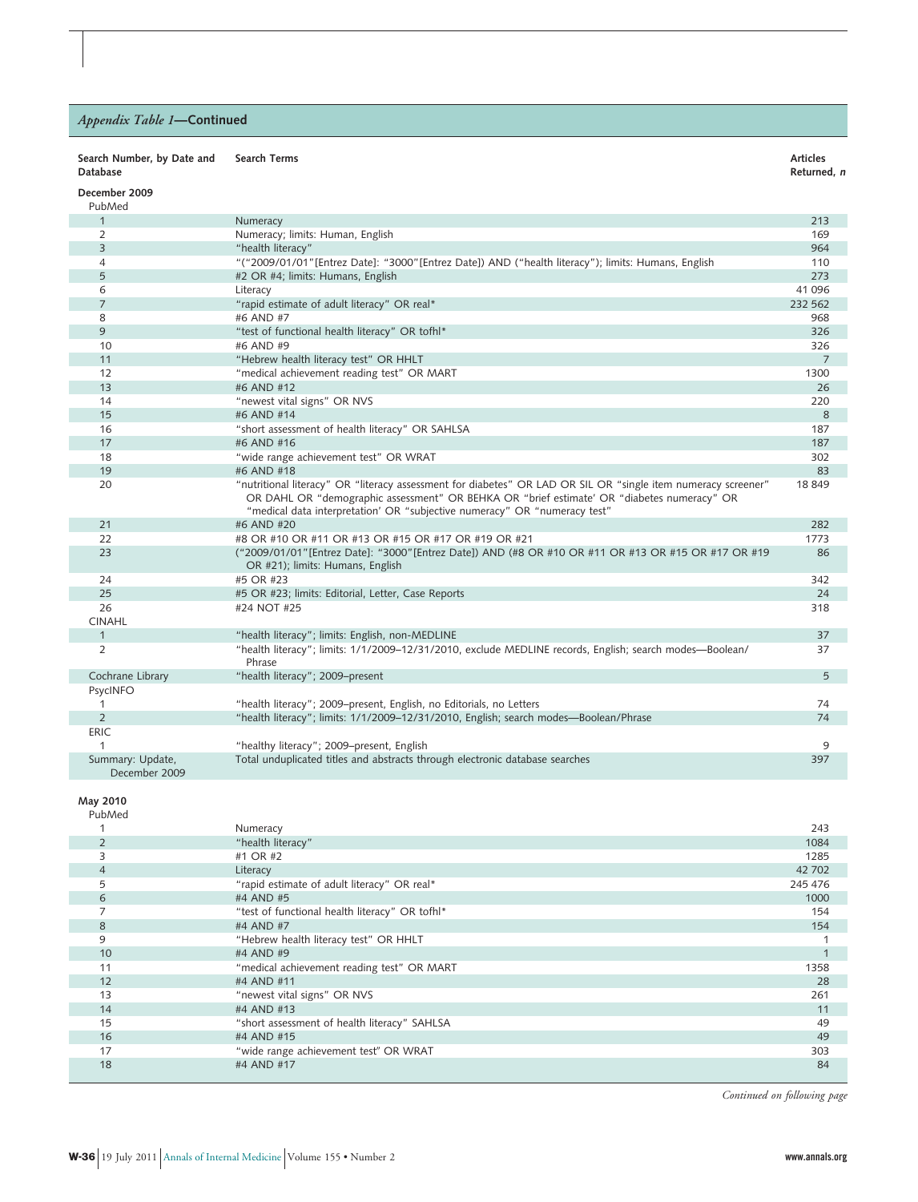*Appendix Table 1*—**Continued**

| Search Number, by Date and Database | Search Terms | Articles Returned, *n* |
|---|---|---|
| **December 2009** | | |
| PubMed | | |
| 1 | Numeracy | 213 |
| 2 | Numeracy; limits: Human, English | 169 |
| 3 | "health literacy" | 964 |
| 4 | "("2009/01/01"[Entrez Date]: "3000"[Entrez Date]) AND ("health literacy"); limits: Humans, English | 110 |
| 5 | #2 OR #4; limits: Humans, English | 273 |
| 6 | Literacy | 41 096 |
| 7 | "rapid estimate of adult literacy" OR real* | 232 562 |
| 8 | #6 AND #7 | 968 |
| 9 | "test of functional health literacy" OR tofhl* | 326 |
| 10 | #6 AND #9 | 326 |
| 11 | "Hebrew health literacy test" OR HHLT | 7 |
| 12 | "medical achievement reading test" OR MART | 1300 |
| 13 | #6 AND #12 | 26 |
| 14 | "newest vital signs" OR NVS | 220 |
| 15 | #6 AND #14 | 8 |
| 16 | "short assessment of health literacy" OR SAHLSA | 187 |
| 17 | #6 AND #16 | 187 |
| 18 | "wide range achievement test" OR WRAT | 302 |
| 19 | #6 AND #18 | 83 |
| 20 | "nutritional literacy" OR "literacy assessment for diabetes" OR LAD OR SIL OR "single item numeracy screener" OR DAHL OR "demographic assessment" OR BEHKA OR "brief estimate' OR "diabetes numeracy" OR "medical data interpretation' OR "subjective numeracy" OR "numeracy test" | 18 849 |
| 21 | #6 AND #20 | 282 |
| 22 | #8 OR #10 OR #11 OR #13 OR #15 OR #17 OR #19 OR #21 | 1773 |
| 23 | ("2009/01/01"[Entrez Date]: "3000"[Entrez Date]) AND (#8 OR #10 OR #11 OR #13 OR #15 OR #17 OR #19 OR #21); limits: Humans, English | 86 |
| 24 | #5 OR #23 | 342 |
| 25 | #5 OR #23; limits: Editorial, Letter, Case Reports | 24 |
| 26 | #24 NOT #25 | 318 |
| CINAHL | | |
| 1 | "health literacy"; limits: English, non-MEDLINE | 37 |
| 2 | "health literacy"; limits: 1/1/2009–12/31/2010, exclude MEDLINE records, English; search modes—Boolean/Phrase | 37 |
| Cochrane Library | "health literacy"; 2009–present | 5 |
| PsycINFO | | |
| 1 | "health literacy"; 2009–present, English, no Editorials, no Letters | 74 |
| 2 | "health literacy"; limits: 1/1/2009–12/31/2010, English; search modes—Boolean/Phrase | 74 |
| ERIC | | |
| 1 | "healthy literacy"; 2009–present, English | 9 |
| Summary: Update, December 2009 | Total unduplicated titles and abstracts through electronic database searches | 397 |
| **May 2010** | | |
| PubMed | | |
| 1 | Numeracy | 243 |
| 2 | "health literacy" | 1084 |
| 3 | #1 OR #2 | 1285 |
| 4 | Literacy | 42 702 |
| 5 | "rapid estimate of adult literacy" OR real* | 245 476 |
| 6 | #4 AND #5 | 1000 |
| 7 | "test of functional health literacy" OR tofhl* | 154 |
| 8 | #4 AND #7 | 154 |
| 9 | "Hebrew health literacy test" OR HHLT | 1 |
| 10 | #4 AND #9 | 1 |
| 11 | "medical achievement reading test" OR MART | 1358 |
| 12 | #4 AND #11 | 28 |
| 13 | "newest vital signs" OR NVS | 261 |
| 14 | #4 AND #13 | 11 |
| 15 | "short assessment of health literacy" SAHLSA | 49 |
| 16 | #4 AND #15 | 49 |
| 17 | "wide range achievement test" OR WRAT | 303 |
| 18 | #4 AND #17 | 84 |

*Continued on following page*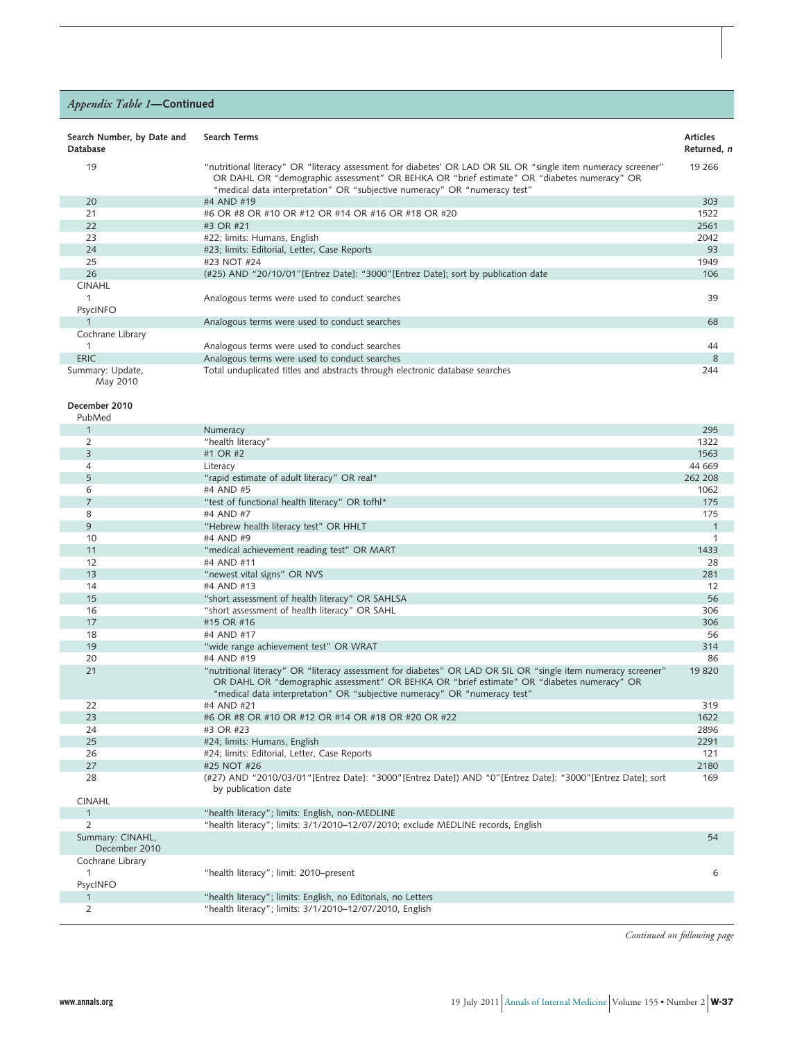*Appendix Table 1*—**Continued**

| Search Number, by Date and Database | Search Terms | Articles Returned, *n* |
|---|---|---|
| 19 | "nutritional literacy" OR "literacy assessment for diabetes' OR LAD OR SIL OR "single item numeracy screener" OR DAHL OR "demographic assessment" OR BEHKA OR "brief estimate" OR "diabetes numeracy" OR "medical data interpretation" OR "subjective numeracy" OR "numeracy test" | 19 266 |
| 20 | #4 AND #19 | 303 |
| 21 | #6 OR #8 OR #10 OR #12 OR #14 OR #16 OR #18 OR #20 | 1522 |
| 22 | #3 OR #21 | 2561 |
| 23 | #22; limits: Humans, English | 2042 |
| 24 | #23; limits: Editorial, Letter, Case Reports | 93 |
| 25 | #23 NOT #24 | 1949 |
| 26 | (#25) AND "20/10/01"[Entrez Date]: "3000"[Entrez Date]; sort by publication date | 106 |
| CINAHL | | |
| 1 | Analogous terms were used to conduct searches | 39 |
| PsycINFO | | |
| 1 | Analogous terms were used to conduct searches | 68 |
| Cochrane Library | | |
| 1 | Analogous terms were used to conduct searches | 44 |
| ERIC | Analogous terms were used to conduct searches | 8 |
| Summary: Update, May 2010 | Total unduplicated titles and abstracts through electronic database searches | 244 |
| **December 2010** | | |
| PubMed | | |
| 1 | Numeracy | 295 |
| 2 | "health literacy" | 1322 |
| 3 | #1 OR #2 | 1563 |
| 4 | Literacy | 44 669 |
| 5 | "rapid estimate of adult literacy" OR real* | 262 208 |
| 6 | #4 AND #5 | 1062 |
| 7 | "test of functional health literacy" OR tofhl* | 175 |
| 8 | #4 AND #7 | 175 |
| 9 | "Hebrew health literacy test" OR HHLT | 1 |
| 10 | #4 AND #9 | 1 |
| 11 | "medical achievement reading test" OR MART | 1433 |
| 12 | #4 AND #11 | 28 |
| 13 | "newest vital signs" OR NVS | 281 |
| 14 | #4 AND #13 | 12 |
| 15 | "short assessment of health literacy" OR SAHLSA | 56 |
| 16 | "short assessment of health literacy" OR SAHL | 306 |
| 17 | #15 OR #16 | 306 |
| 18 | #4 AND #17 | 56 |
| 19 | "wide range achievement test" OR WRAT | 314 |
| 20 | #4 AND #19 | 86 |
| 21 | "nutritional literacy" OR "literacy assessment for diabetes" OR LAD OR SIL OR "single item numeracy screener" OR DAHL OR "demographic assessment" OR BEHKA OR "brief estimate" OR "diabetes numeracy" OR "medical data interpretation" OR "subjective numeracy" OR "numeracy test" | 19 820 |
| 22 | #4 AND #21 | 319 |
| 23 | #6 OR #8 OR #10 OR #12 OR #14 OR #18 OR #20 OR #22 | 1622 |
| 24 | #3 OR #23 | 2896 |
| 25 | #24; limits: Humans, English | 2291 |
| 26 | #24; limits: Editorial, Letter, Case Reports | 121 |
| 27 | #25 NOT #26 | 2180 |
| 28 | (#27) AND "2010/03/01"[Entrez Date]: "3000"[Entrez Date]) AND "0"[Entrez Date]: "3000"[Entrez Date]; sort by publication date | 169 |
| CINAHL | | |
| 1 | "health literacy"; limits: English, non-MEDLINE | |
| 2 | "health literacy"; limits: 3/1/2010–12/07/2010; exclude MEDLINE records, English | |
| Summary: CINAHL, December 2010 | | 54 |
| Cochrane Library | | |
| 1 | "health literacy"; limit: 2010–present | 6 |
| PsycINFO | | |
| 1 | "health literacy"; limits: English, no Editorials, no Letters | |
| 2 | "health literacy"; limits: 3/1/2010–12/07/2010, English | |

*Continued on following page*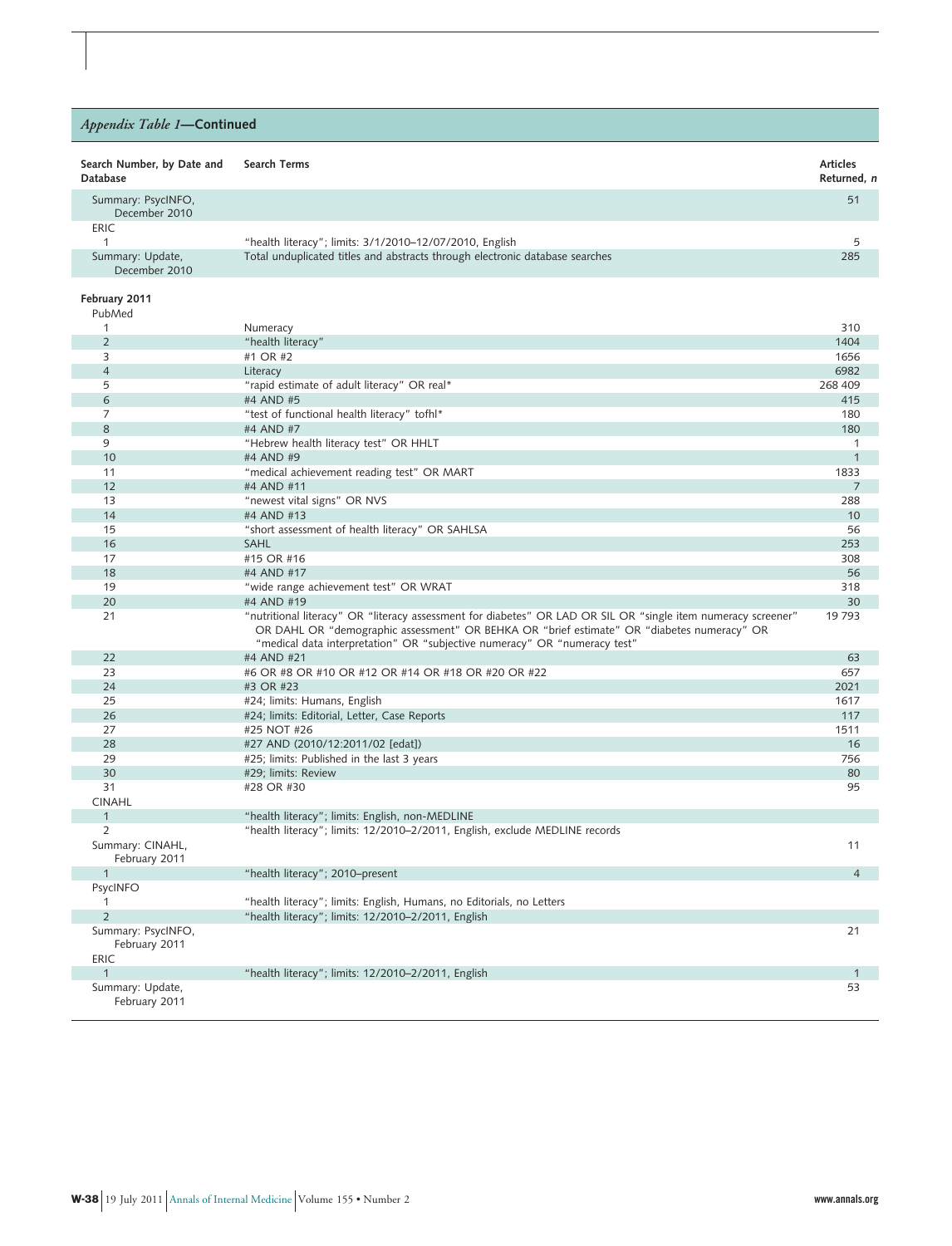## *Appendix Table 1*—Continued

| Search Number, by Date and Database | Search Terms | Articles Returned, *n* |
|---|---|---|
| Summary: PsycINFO, December 2010 | | 51 |
| ERIC | | |
| 1 | "health literacy"; limits: 3/1/2010–12/07/2010, English | 5 |
| Summary: Update, December 2010 | Total unduplicated titles and abstracts through electronic database searches | 285 |
| **February 2011** | | |
| PubMed | | |
| 1 | Numeracy | 310 |
| 2 | "health literacy" | 1404 |
| 3 | #1 OR #2 | 1656 |
| 4 | Literacy | 6982 |
| 5 | "rapid estimate of adult literacy" OR real* | 268 409 |
| 6 | #4 AND #5 | 415 |
| 7 | "test of functional health literacy" tofhl* | 180 |
| 8 | #4 AND #7 | 180 |
| 9 | "Hebrew health literacy test" OR HHLT | 1 |
| 10 | #4 AND #9 | 1 |
| 11 | "medical achievement reading test" OR MART | 1833 |
| 12 | #4 AND #11 | 7 |
| 13 | "newest vital signs" OR NVS | 288 |
| 14 | #4 AND #13 | 10 |
| 15 | "short assessment of health literacy" OR SAHLSA | 56 |
| 16 | SAHL | 253 |
| 17 | #15 OR #16 | 308 |
| 18 | #4 AND #17 | 56 |
| 19 | "wide range achievement test" OR WRAT | 318 |
| 20 | #4 AND #19 | 30 |
| 21 | "nutritional literacy" OR "literacy assessment for diabetes" OR LAD OR SIL OR "single item numeracy screener" OR DAHL OR "demographic assessment" OR BEHKA OR "brief estimate" OR "diabetes numeracy" OR "medical data interpretation" OR "subjective numeracy" OR "numeracy test" | 19 793 |
| 22 | #4 AND #21 | 63 |
| 23 | #6 OR #8 OR #10 OR #12 OR #14 OR #18 OR #20 OR #22 | 657 |
| 24 | #3 OR #23 | 2021 |
| 25 | #24; limits: Humans, English | 1617 |
| 26 | #24; limits: Editorial, Letter, Case Reports | 117 |
| 27 | #25 NOT #26 | 1511 |
| 28 | #27 AND (2010/12:2011/02 [edat]) | 16 |
| 29 | #25; limits: Published in the last 3 years | 756 |
| 30 | #29; limits: Review | 80 |
| 31 | #28 OR #30 | 95 |
| CINAHL | | |
| 1 | "health literacy"; limits: English, non-MEDLINE | |
| 2 | "health literacy"; limits: 12/2010–2/2011, English, exclude MEDLINE records | |
| Summary: CINAHL, February 2011 | | 11 |
| 1 | "health literacy"; 2010–present | 4 |
| PsycINFO | | |
| 1 | "health literacy"; limits: English, Humans, no Editorials, no Letters | |
| 2 | "health literacy"; limits: 12/2010–2/2011, English | |
| Summary: PsycINFO, February 2011 | | 21 |
| ERIC | | |
| 1 | "health literacy"; limits: 12/2010–2/2011, English | 1 |
| Summary: Update, February 2011 | | 53 |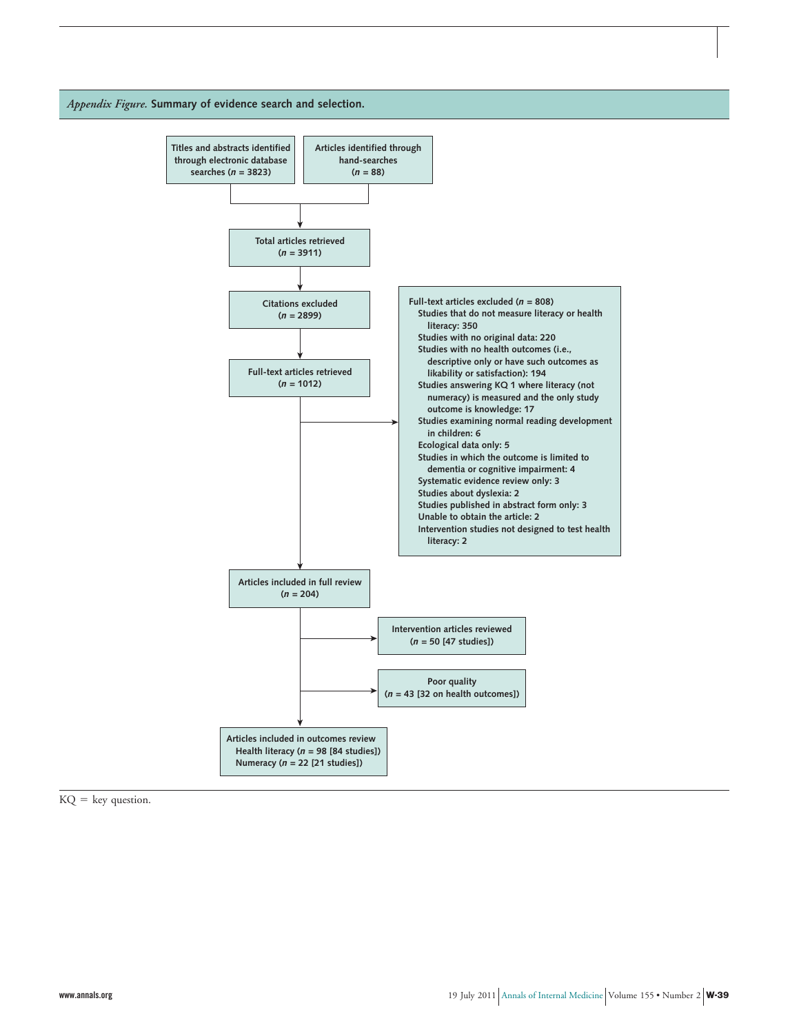*Appendix Figure.* **Summary of evidence search and selection.**

**Titles and abstracts identified through electronic database searches (*n* = 3823)**

**Articles identified through hand-searches (*n* = 88)**

**Total articles retrieved (*n* = 3911)**

**Citations excluded (*n* = 2899)**

**Full-text articles retrieved (*n* = 1012)**

**Full-text articles excluded (*n* = 808)**
- Studies that do not measure literacy or health literacy: 350
- Studies with no original data: 220
- Studies with no health outcomes (i.e., descriptive only or have such outcomes as likability or satisfaction): 194
- Studies answering KQ 1 where literacy (not numeracy) is measured and the only study outcome is knowledge: 17
- Studies examining normal reading development in children: 6
- Ecological data only: 5
- Studies in which the outcome is limited to dementia or cognitive impairment: 4
- Systematic evidence review only: 3
- Studies about dyslexia: 2
- Studies published in abstract form only: 3
- Unable to obtain the article: 2
- Intervention studies not designed to test health literacy: 2

**Articles included in full review (*n* = 204)**

**Intervention articles reviewed (*n* = 50 [47 studies])**

**Poor quality (*n* = 43 [32 on health outcomes])**

**Articles included in outcomes review**
- Health literacy (*n* = 98 [84 studies])
- Numeracy (*n* = 22 [21 studies])

KQ = key question.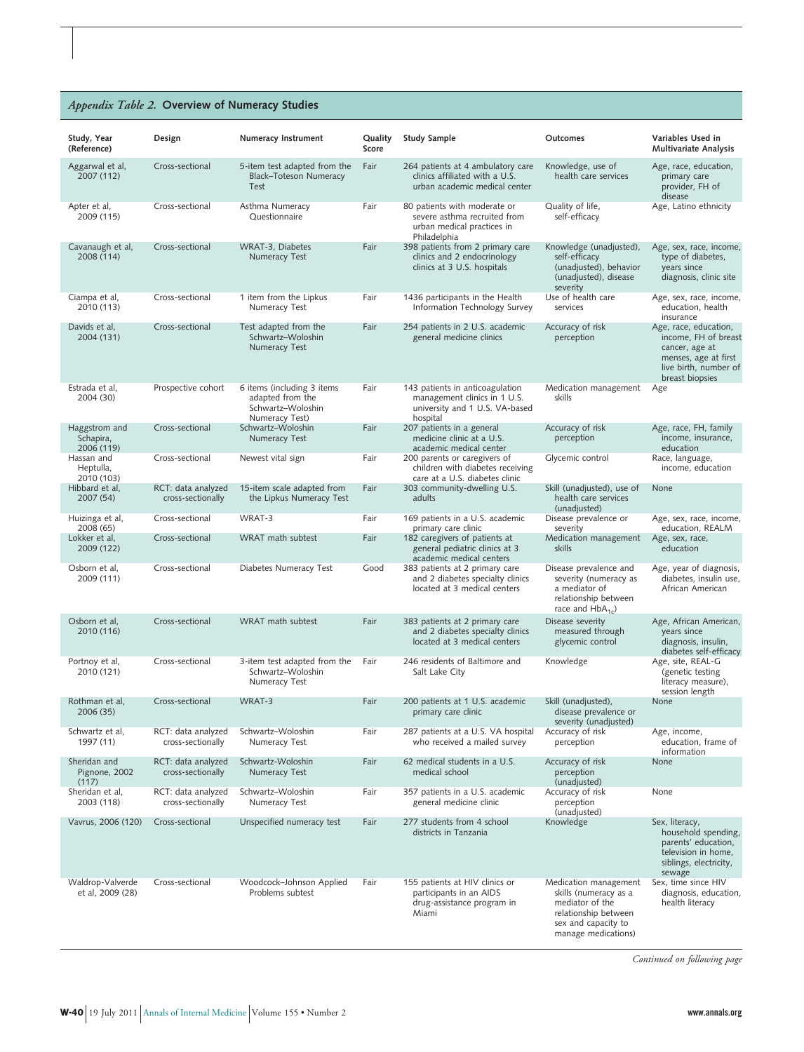*Appendix Table 2.* **Overview of Numeracy Studies**

| Study, Year (Reference) | Design | Numeracy Instrument | Quality Score | Study Sample | Outcomes | Variables Used in Multivariate Analysis |
|---|---|---|---|---|---|---|
| Aggarwal et al, 2007 (112) | Cross-sectional | 5-item test adapted from the Black–Toteson Numeracy Test | Fair | 264 patients at 4 ambulatory care clinics affiliated with a U.S. urban academic medical center | Knowledge, use of health care services | Age, race, education, primary care provider, FH of disease |
| Apter et al, 2009 (115) | Cross-sectional | Asthma Numeracy Questionnaire | Fair | 80 patients with moderate or severe asthma recruited from urban medical practices in Philadelphia | Quality of life, self-efficacy | Age, Latino ethnicity |
| Cavanaugh et al, 2008 (114) | Cross-sectional | WRAT-3, Diabetes Numeracy Test | Fair | 398 patients from 2 primary care clinics and 2 endocrinology clinics at 3 U.S. hospitals | Knowledge (unadjusted), self-efficacy (unadjusted), behavior (unadjusted), disease severity | Age, sex, race, income, type of diabetes, years since diagnosis, clinic site |
| Ciampa et al, 2010 (113) | Cross-sectional | 1 item from the Lipkus Numeracy Test | Fair | 1436 participants in the Health Information Technology Survey | Use of health care services | Age, sex, race, income, education, health insurance |
| Davids et al, 2004 (131) | Cross-sectional | Test adapted from the Schwartz–Woloshin Numeracy Test | Fair | 254 patients in 2 U.S. academic general medicine clinics | Accuracy of risk perception | Age, race, education, income, FH of breast cancer, age at menses, age at first live birth, number of breast biopsies |
| Estrada et al, 2004 (30) | Prospective cohort | 6 items (including 3 items adapted from the Schwartz–Woloshin Numeracy Test) | Fair | 143 patients in anticoagulation management clinics in 1 U.S. university and 1 U.S. VA-based hospital | Medication management skills | Age |
| Haggstrom and Schapira, 2006 (119) | Cross-sectional | Schwartz–Woloshin Numeracy Test | Fair | 207 patients in a general medicine clinic at a U.S. academic medical center | Accuracy of risk perception | Age, race, FH, family income, insurance, education |
| Hassan and Heptulla, 2010 (103) | Cross-sectional | Newest vital sign | Fair | 200 parents or caregivers of children with diabetes receiving care at a U.S. diabetes clinic | Glycemic control | Race, language, income, education |
| Hibbard et al, 2007 (54) | RCT: data analyzed cross-sectionally | 15-item scale adapted from the Lipkus Numeracy Test | Fair | 303 community-dwelling U.S. adults | Skill (unadjusted), use of health care services (unadjusted) | None |
| Huizinga et al, 2008 (65) | Cross-sectional | WRAT-3 | Fair | 169 patients in a U.S. academic primary care clinic | Disease prevalence or severity | Age, sex, race, income, education, REALM |
| Lokker et al, 2009 (122) | Cross-sectional | WRAT math subtest | Fair | 182 caregivers of patients at general pediatric clinics at 3 academic medical centers | Medication management skills | Age, sex, race, education |
| Osborn et al, 2009 (111) | Cross-sectional | Diabetes Numeracy Test | Good | 383 patients at 2 primary care and 2 diabetes specialty clinics located at 3 medical centers | Disease prevalence and severity (numeracy as a mediator of relationship between race and $HbA_{1c}$) | Age, year of diagnosis, diabetes, insulin use, African American |
| Osborn et al, 2010 (116) | Cross-sectional | WRAT math subtest | Fair | 383 patients at 2 primary care and 2 diabetes specialty clinics located at 3 medical centers | Disease severity measured through glycemic control | Age, African American, years since diagnosis, insulin, diabetes self-efficacy |
| Portnoy et al, 2010 (121) | Cross-sectional | 3-item test adapted from the Schwartz–Woloshin Numeracy Test | Fair | 246 residents of Baltimore and Salt Lake City | Knowledge | Age, site, REAL-G (genetic testing literacy measure), session length |
| Rothman et al, 2006 (35) | Cross-sectional | WRAT-3 | Fair | 200 patients at 1 U.S. academic primary care clinic | Skill (unadjusted), disease prevalence or severity (unadjusted) | None |
| Schwartz et al, 1997 (11) | RCT: data analyzed cross-sectionally | Schwartz–Woloshin Numeracy Test | Fair | 287 patients at a U.S. VA hospital who received a mailed survey | Accuracy of risk perception | Age, income, education, frame of information |
| Sheridan and Pignone, 2002 (117) | RCT: data analyzed cross-sectionally | Schwartz-Woloshin Numeracy Test | Fair | 62 medical students in a U.S. medical school | Accuracy of risk perception (unadjusted) | None |
| Sheridan et al, 2003 (118) | RCT: data analyzed cross-sectionally | Schwartz–Woloshin Numeracy Test | Fair | 357 patients in a U.S. academic general medicine clinic | Accuracy of risk perception (unadjusted) | None |
| Vavrus, 2006 (120) | Cross-sectional | Unspecified numeracy test | Fair | 277 students from 4 school districts in Tanzania | Knowledge | Sex, literacy, household spending, parents' education, television in home, siblings, electricity, sewage |
| Waldrop-Valverde et al, 2009 (28) | Cross-sectional | Woodcock–Johnson Applied Problems subtest | Fair | 155 patients at HIV clinics or participants in an AIDS drug-assistance program in Miami | Medication management skills (numeracy as a mediator of the relationship between sex and capacity to manage medications) | Sex, time since HIV diagnosis, education, health literacy |

*Continued on following page*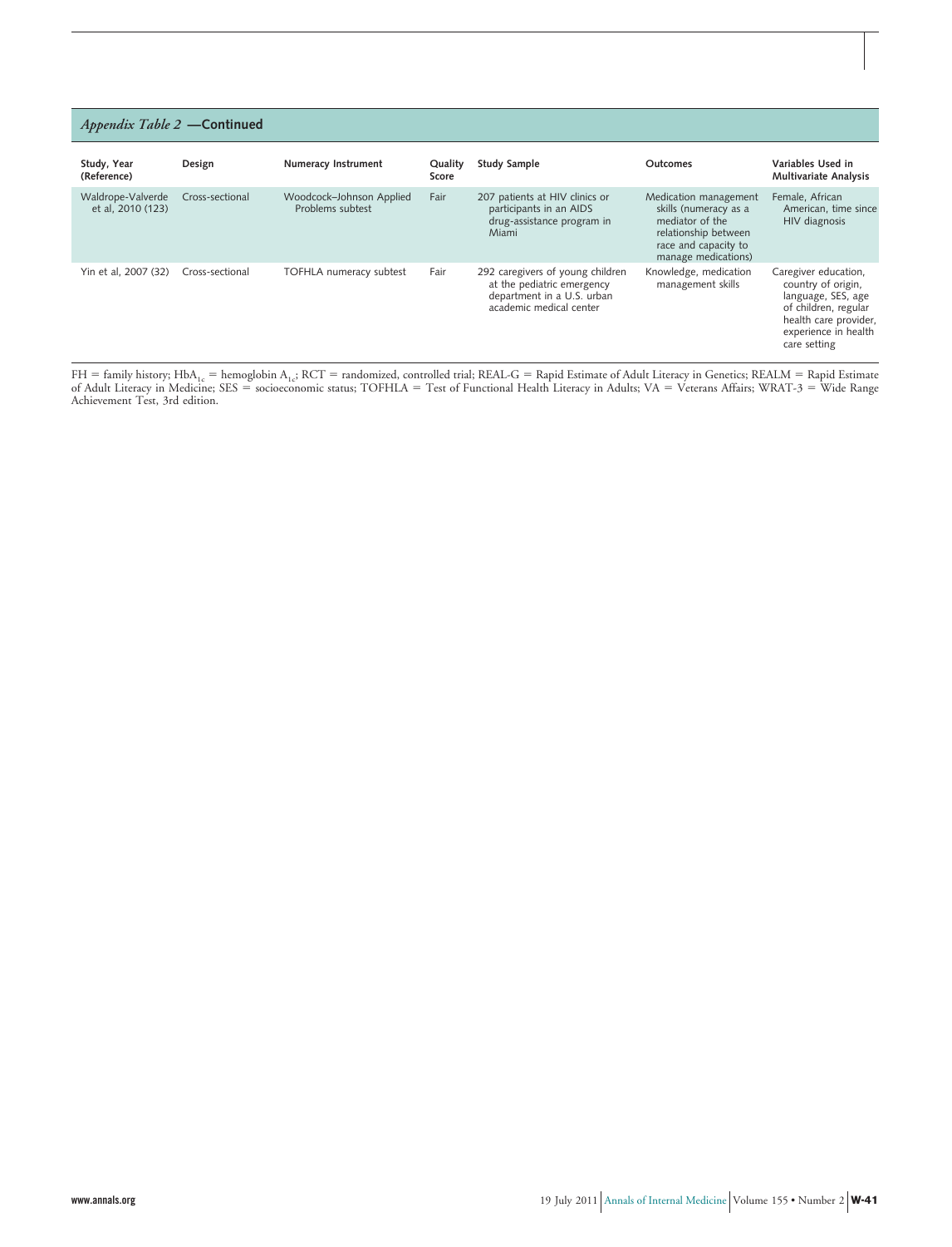*Appendix Table 2* —**Continued**

| Study, Year (Reference) | Design | Numeracy Instrument | Quality Score | Study Sample | Outcomes | Variables Used in Multivariate Analysis |
|---|---|---|---|---|---|---|
| Waldrope-Valverde et al, 2010 (123) | Cross-sectional | Woodcock–Johnson Applied Problems subtest | Fair | 207 patients at HIV clinics or participants in an AIDS drug-assistance program in Miami | Medication management skills (numeracy as a mediator of the relationship between race and capacity to manage medications) | Female, African American, time since HIV diagnosis |
| Yin et al, 2007 (32) | Cross-sectional | TOFHLA numeracy subtest | Fair | 292 caregivers of young children at the pediatric emergency department in a U.S. urban academic medical center | Knowledge, medication management skills | Caregiver education, country of origin, language, SES, age of children, regular health care provider, experience in health care setting |

FH = family history; $HbA_{1c}$ = hemoglobin $A_{1c}$; RCT = randomized, controlled trial; REAL-G = Rapid Estimate of Adult Literacy in Genetics; REALM = Rapid Estimate of Adult Literacy in Medicine; SES = socioeconomic status; TOFHLA = Test of Functional Health Literacy in Adults; VA = Veterans Affairs; WRAT-3 = Wide Range Achievement Test, 3rd edition.